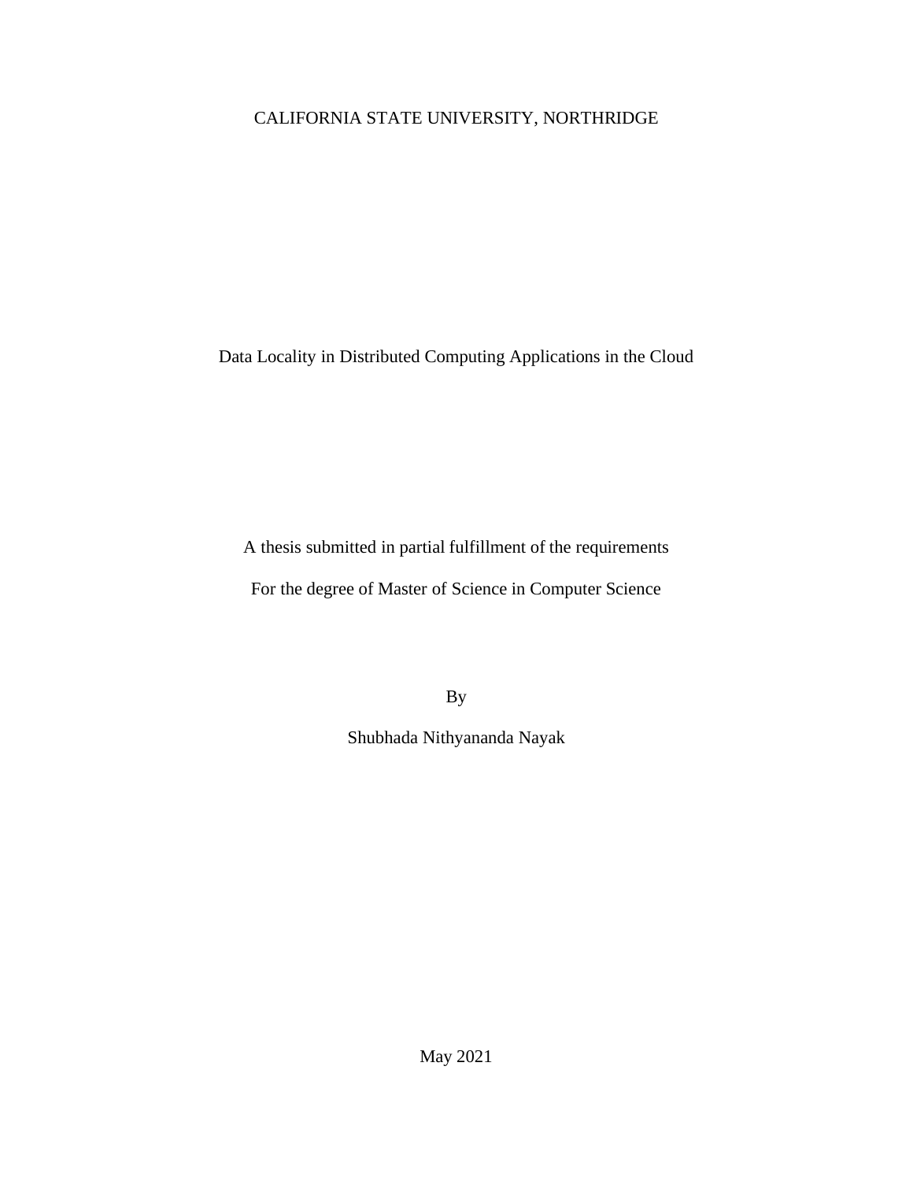CALIFORNIA STATE UNIVERSITY, NORTHRIDGE

# Data Locality in Distributed Computing Applications in the Cloud

A thesis submitted in partial fulfillment of the requirements

For the degree of Master of Science in Computer Science

By

Shubhada Nithyananda Nayak

May 2021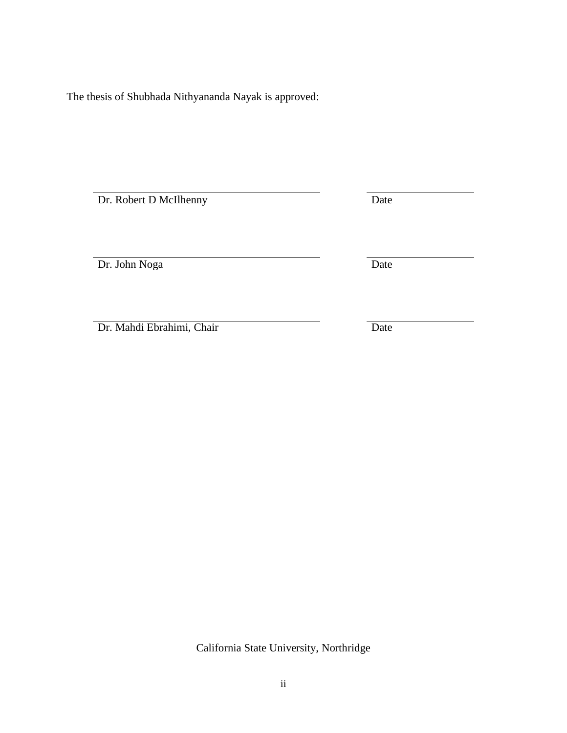The thesis of Shubhada Nithyananda Nayak is approved:

| | |
|---|---|
| Dr. Robert D McIlhenny | Date |
| Dr. John Noga | Date |
| Dr. Mahdi Ebrahimi, Chair | Date |

California State University, Northridge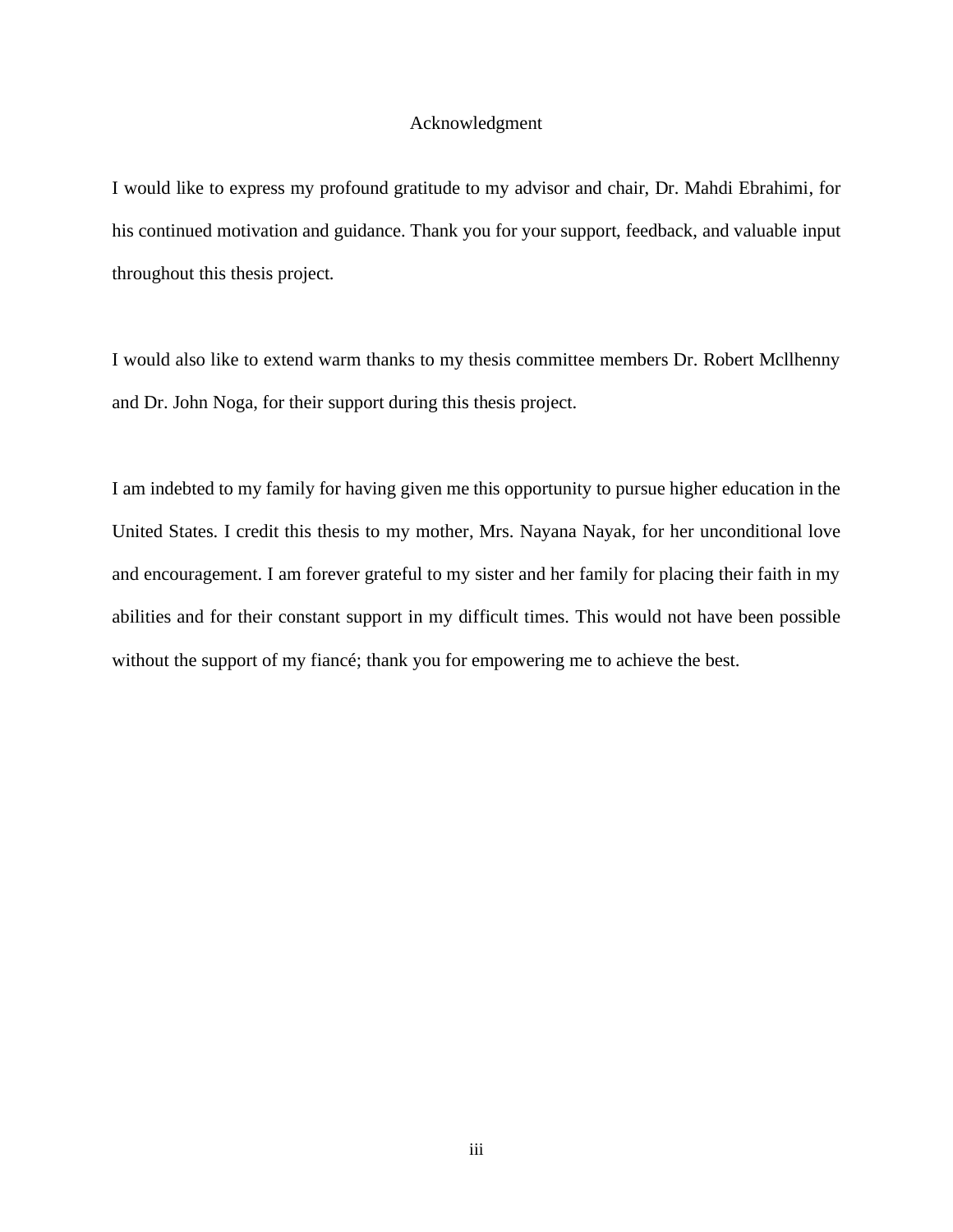# Acknowledgment

I would like to express my profound gratitude to my advisor and chair, Dr. Mahdi Ebrahimi, for his continued motivation and guidance. Thank you for your support, feedback, and valuable input throughout this thesis project.

I would also like to extend warm thanks to my thesis committee members Dr. Robert Mcllhenny and Dr. John Noga, for their support during this thesis project.

I am indebted to my family for having given me this opportunity to pursue higher education in the United States. I credit this thesis to my mother, Mrs. Nayana Nayak, for her unconditional love and encouragement. I am forever grateful to my sister and her family for placing their faith in my abilities and for their constant support in my difficult times. This would not have been possible without the support of my fiancé; thank you for empowering me to achieve the best.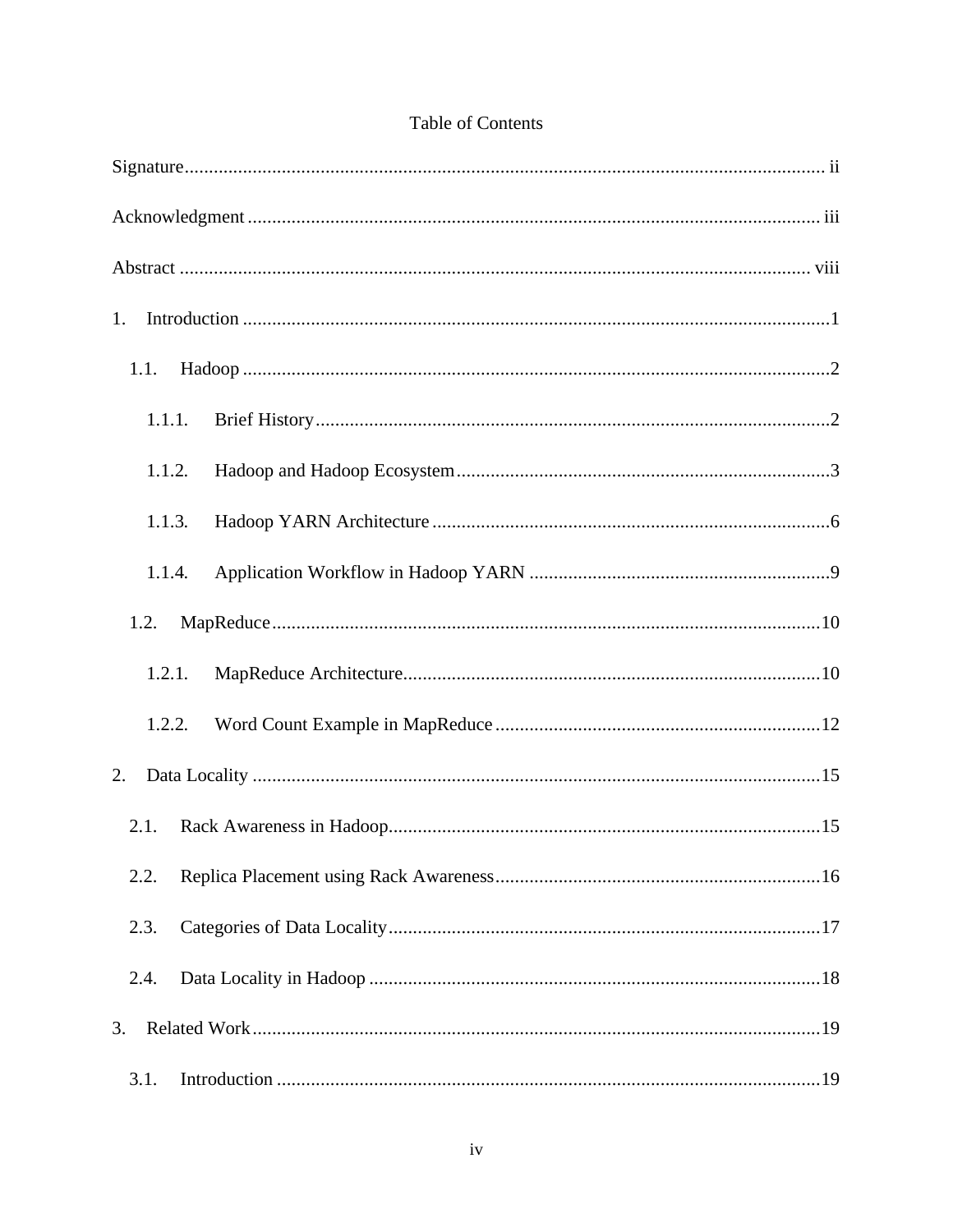# Table of Contents

Signature .................................................................................................................. ii

Acknowledgment .......................................................................................................... iii

Abstract ..................................................................................................................... viii

1. Introduction ............................................................................................................ 1

   1.1. Hadoop ............................................................................................................. 2

      1.1.1. Brief History ................................................................................................ 2

      1.1.2. Hadoop and Hadoop Ecosystem .................................................................. 3

      1.1.3. Hadoop YARN Architecture ........................................................................ 6

      1.1.4. Application Workflow in Hadoop YARN ................................................... 9

   1.2. MapReduce ..................................................................................................... 10

      1.2.1. MapReduce Architecture ............................................................................ 10

      1.2.2. Word Count Example in MapReduce ........................................................ 12

2. Data Locality .......................................................................................................... 15

   2.1. Rack Awareness in Hadoop ............................................................................ 15

   2.2. Replica Placement using Rack Awareness ...................................................... 16

   2.3. Categories of Data Locality ............................................................................. 17

   2.4. Data Locality in Hadoop ................................................................................. 18

3. Related Work ......................................................................................................... 19

   3.1. Introduction ..................................................................................................... 19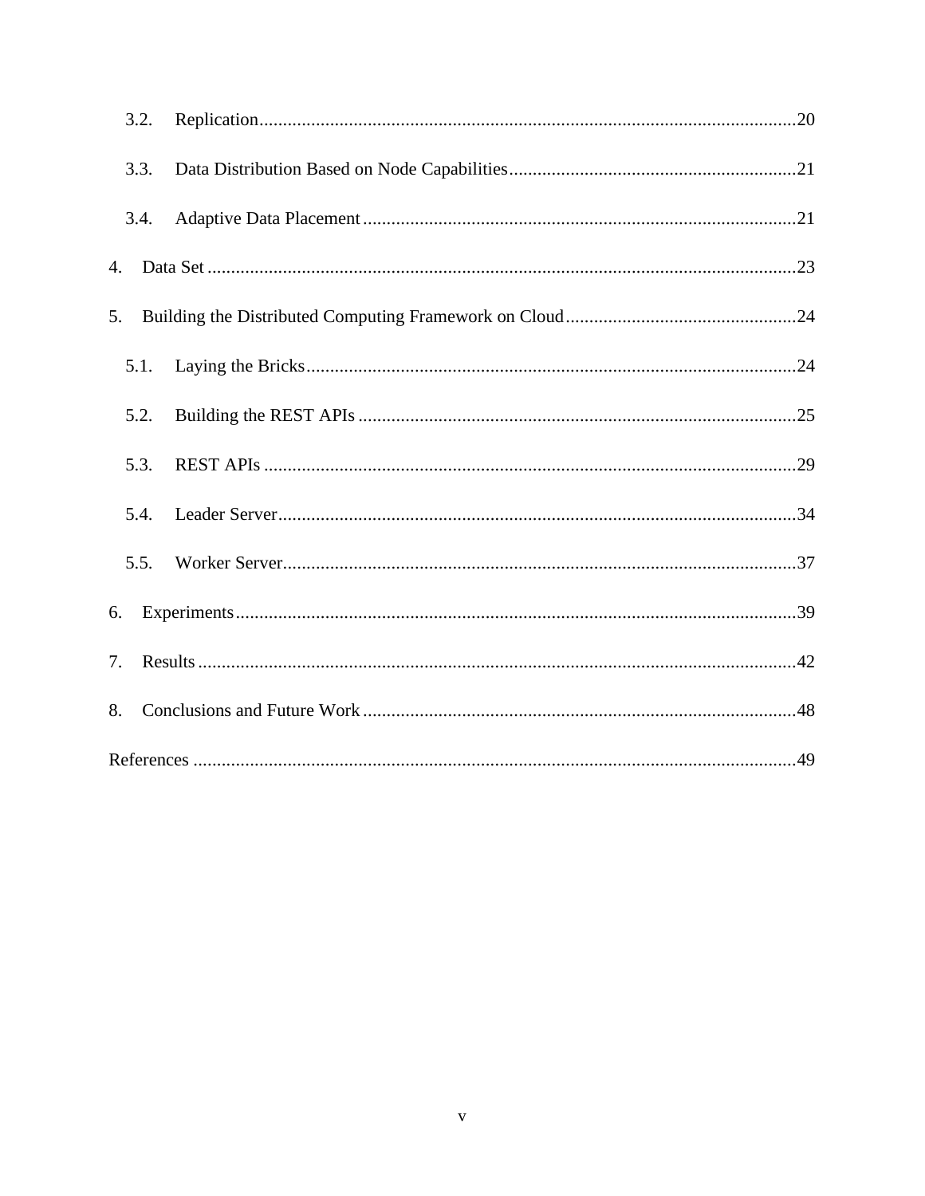3.2. Replication ........................................................................................................ 20

3.3. Data Distribution Based on Node Capabilities ............................................................ 21

3.4. Adaptive Data Placement .......................................................................................... 21

4. Data Set ................................................................................................................. 23

5. Building the Distributed Computing Framework on Cloud ................................................ 24

5.1. Laying the Bricks ...................................................................................................... 24

5.2. Building the REST APIs ............................................................................................. 25

5.3. REST APIs ................................................................................................................ 29

5.4. Leader Server ............................................................................................................ 34

5.5. Worker Server ............................................................................................................ 37

6. Experiments ............................................................................................................. 39

7. Results ..................................................................................................................... 42

8. Conclusions and Future Work ...................................................................................... 48

References ..................................................................................................................... 49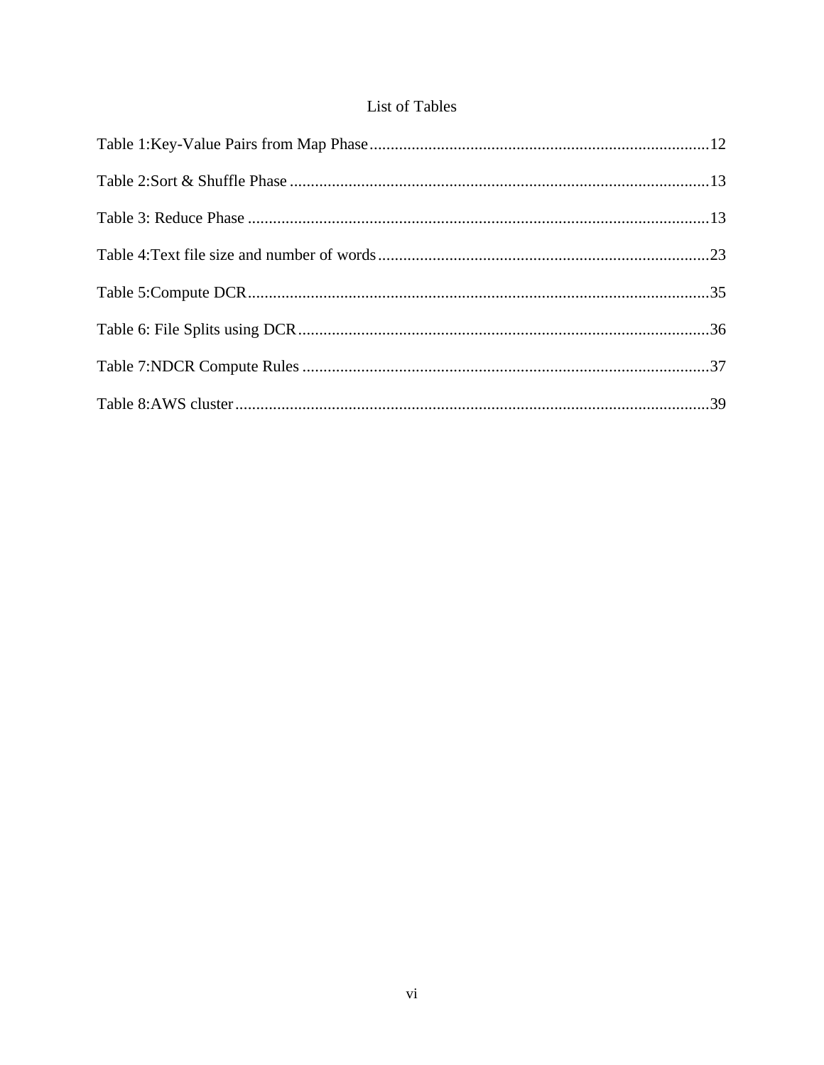# List of Tables

Table 1:Key-Value Pairs from Map Phase ............................................................................12

Table 2:Sort & Shuffle Phase ............................................................................................13

Table 3: Reduce Phase .......................................................................................................13

Table 4:Text file size and number of words ......................................................................23

Table 5:Compute DCR.......................................................................................................35

Table 6: File Splits using DCR ..........................................................................................36

Table 7:NDCR Compute Rules .........................................................................................37

Table 8:AWS cluster ..........................................................................................................39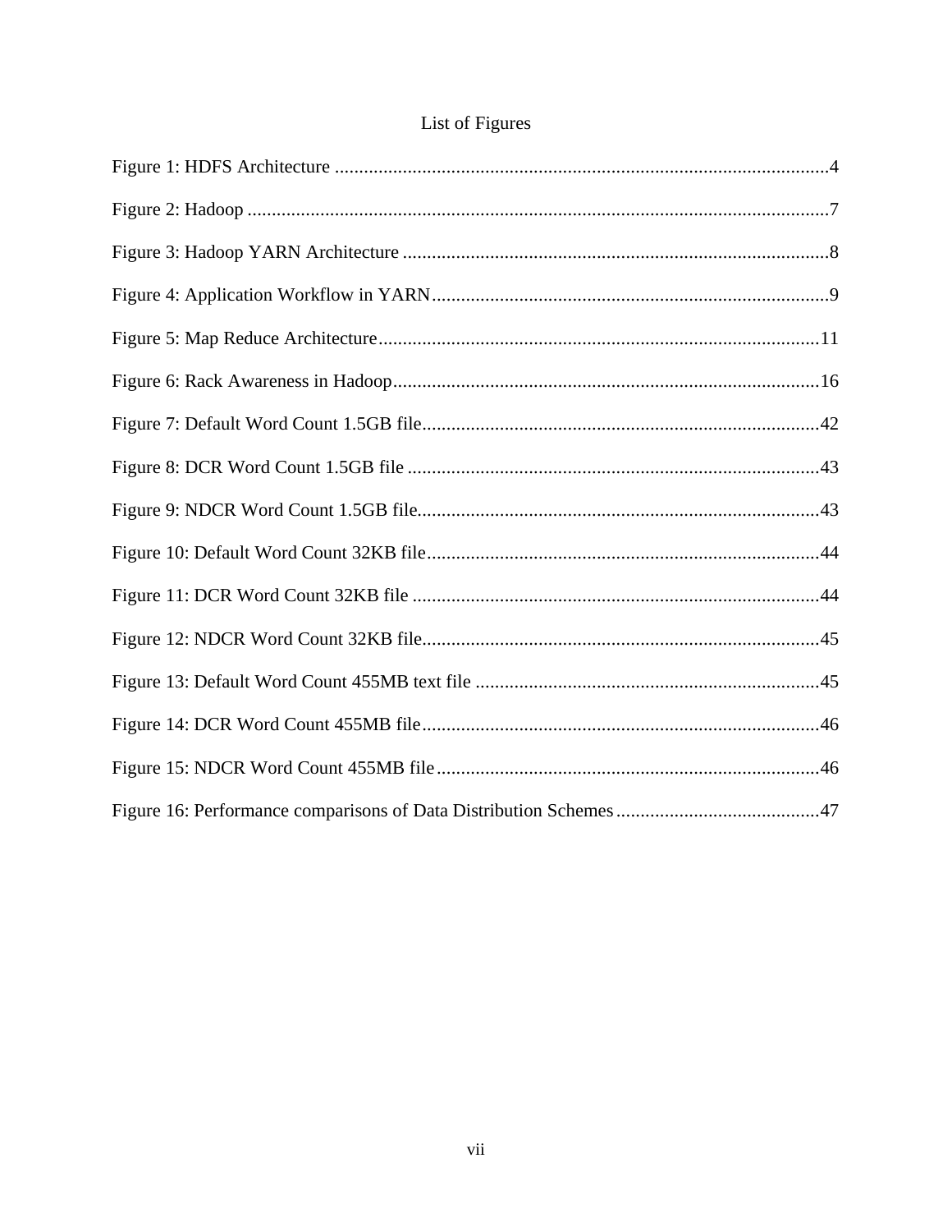# List of Figures

Figure 1: HDFS Architecture ....................................................................................................4

Figure 2: Hadoop ......................................................................................................................7

Figure 3: Hadoop YARN Architecture ......................................................................................8

Figure 4: Application Workflow in YARN.................................................................................9

Figure 5: Map Reduce Architecture..........................................................................................11

Figure 6: Rack Awareness in Hadoop.......................................................................................16

Figure 7: Default Word Count 1.5GB file.................................................................................42

Figure 8: DCR Word Count 1.5GB file ....................................................................................43

Figure 9: NDCR Word Count 1.5GB file..................................................................................43

Figure 10: Default Word Count 32KB file................................................................................44

Figure 11: DCR Word Count 32KB file ...................................................................................44

Figure 12: NDCR Word Count 32KB file.................................................................................45

Figure 13: Default Word Count 455MB text file ......................................................................45

Figure 14: DCR Word Count 455MB file.................................................................................46

Figure 15: NDCR Word Count 455MB file..............................................................................46

Figure 16: Performance comparisons of Data Distribution Schemes..........................................47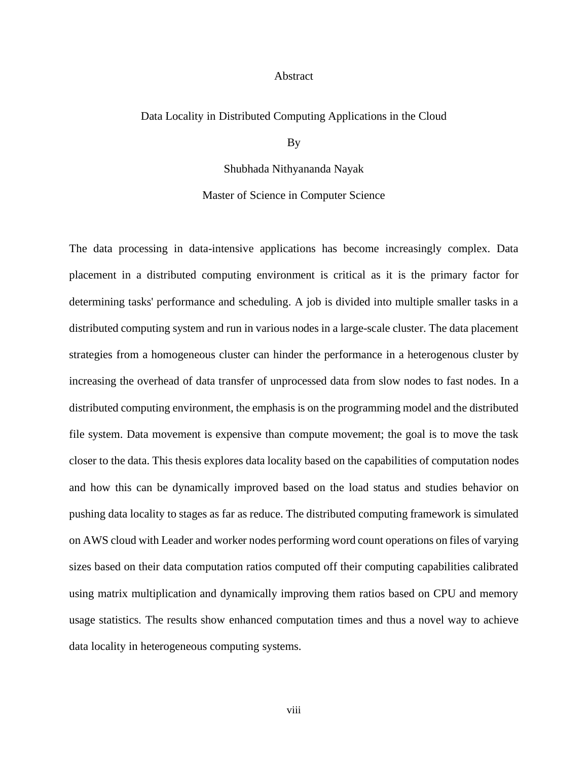# Abstract

Data Locality in Distributed Computing Applications in the Cloud

By

Shubhada Nithyananda Nayak

Master of Science in Computer Science

The data processing in data-intensive applications has become increasingly complex. Data placement in a distributed computing environment is critical as it is the primary factor for determining tasks' performance and scheduling. A job is divided into multiple smaller tasks in a distributed computing system and run in various nodes in a large-scale cluster. The data placement strategies from a homogeneous cluster can hinder the performance in a heterogenous cluster by increasing the overhead of data transfer of unprocessed data from slow nodes to fast nodes. In a distributed computing environment, the emphasis is on the programming model and the distributed file system. Data movement is expensive than compute movement; the goal is to move the task closer to the data. This thesis explores data locality based on the capabilities of computation nodes and how this can be dynamically improved based on the load status and studies behavior on pushing data locality to stages as far as reduce. The distributed computing framework is simulated on AWS cloud with Leader and worker nodes performing word count operations on files of varying sizes based on their data computation ratios computed off their computing capabilities calibrated using matrix multiplication and dynamically improving them ratios based on CPU and memory usage statistics. The results show enhanced computation times and thus a novel way to achieve data locality in heterogeneous computing systems.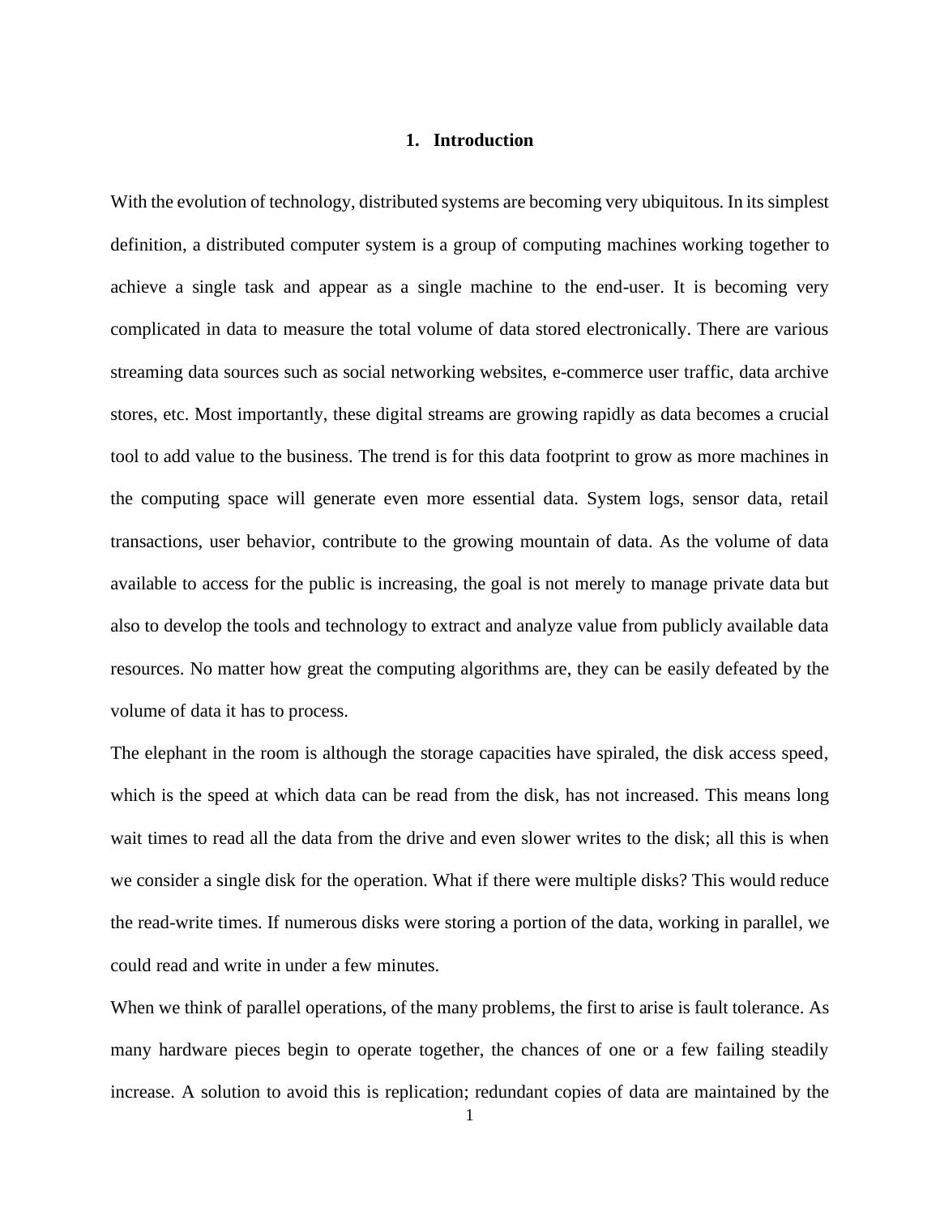# 1. Introduction

With the evolution of technology, distributed systems are becoming very ubiquitous. In its simplest definition, a distributed computer system is a group of computing machines working together to achieve a single task and appear as a single machine to the end-user. It is becoming very complicated in data to measure the total volume of data stored electronically. There are various streaming data sources such as social networking websites, e-commerce user traffic, data archive stores, etc. Most importantly, these digital streams are growing rapidly as data becomes a crucial tool to add value to the business. The trend is for this data footprint to grow as more machines in the computing space will generate even more essential data. System logs, sensor data, retail transactions, user behavior, contribute to the growing mountain of data. As the volume of data available to access for the public is increasing, the goal is not merely to manage private data but also to develop the tools and technology to extract and analyze value from publicly available data resources. No matter how great the computing algorithms are, they can be easily defeated by the volume of data it has to process.

The elephant in the room is although the storage capacities have spiraled, the disk access speed, which is the speed at which data can be read from the disk, has not increased. This means long wait times to read all the data from the drive and even slower writes to the disk; all this is when we consider a single disk for the operation. What if there were multiple disks? This would reduce the read-write times. If numerous disks were storing a portion of the data, working in parallel, we could read and write in under a few minutes.

When we think of parallel operations, of the many problems, the first to arise is fault tolerance. As many hardware pieces begin to operate together, the chances of one or a few failing steadily increase. A solution to avoid this is replication; redundant copies of data are maintained by the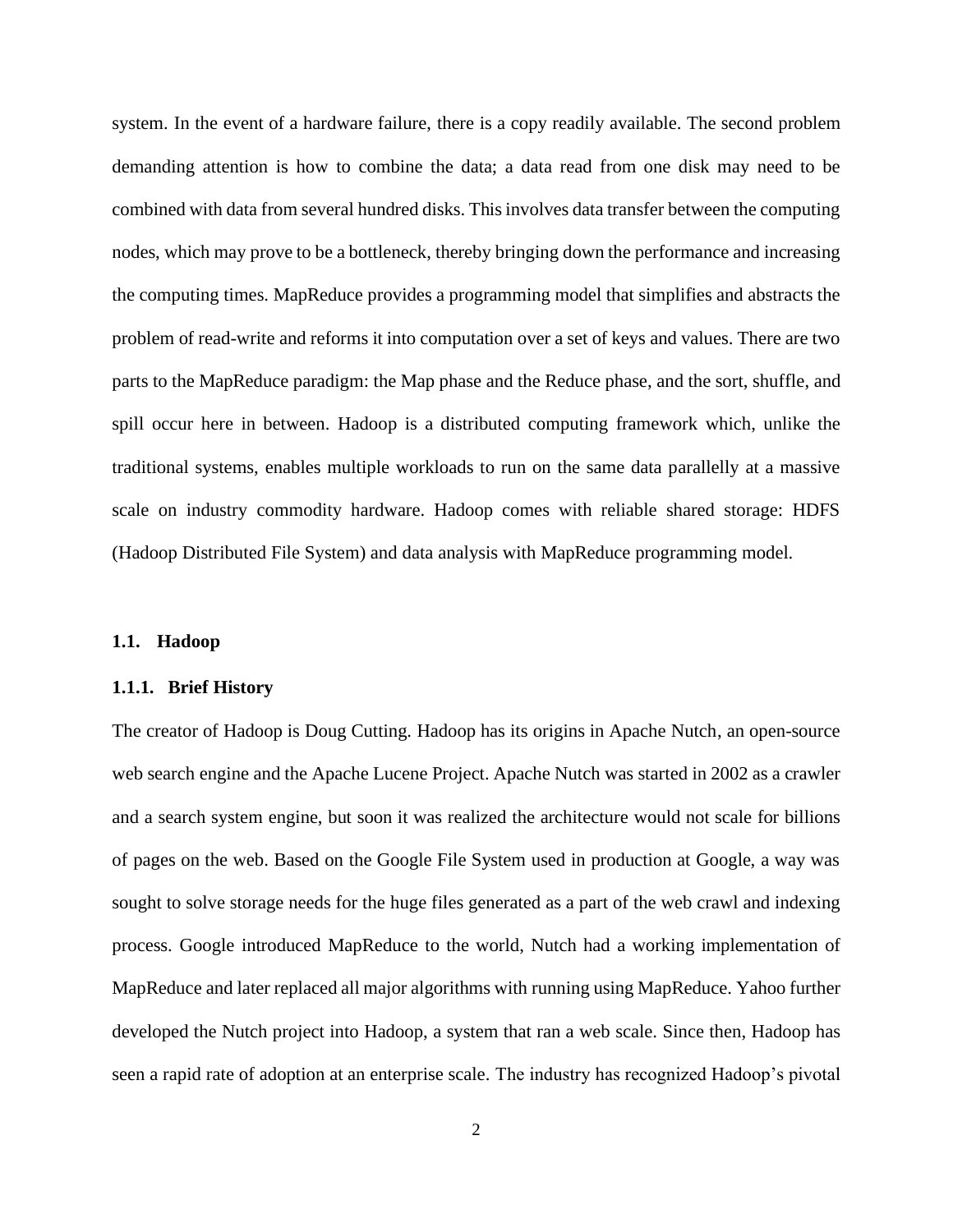system. In the event of a hardware failure, there is a copy readily available. The second problem demanding attention is how to combine the data; a data read from one disk may need to be combined with data from several hundred disks. This involves data transfer between the computing nodes, which may prove to be a bottleneck, thereby bringing down the performance and increasing the computing times. MapReduce provides a programming model that simplifies and abstracts the problem of read-write and reforms it into computation over a set of keys and values. There are two parts to the MapReduce paradigm: the Map phase and the Reduce phase, and the sort, shuffle, and spill occur here in between. Hadoop is a distributed computing framework which, unlike the traditional systems, enables multiple workloads to run on the same data parallelly at a massive scale on industry commodity hardware. Hadoop comes with reliable shared storage: HDFS (Hadoop Distributed File System) and data analysis with MapReduce programming model.

## 1.1. Hadoop

### 1.1.1. Brief History

The creator of Hadoop is Doug Cutting. Hadoop has its origins in Apache Nutch, an open-source web search engine and the Apache Lucene Project. Apache Nutch was started in 2002 as a crawler and a search system engine, but soon it was realized the architecture would not scale for billions of pages on the web. Based on the Google File System used in production at Google, a way was sought to solve storage needs for the huge files generated as a part of the web crawl and indexing process. Google introduced MapReduce to the world, Nutch had a working implementation of MapReduce and later replaced all major algorithms with running using MapReduce. Yahoo further developed the Nutch project into Hadoop, a system that ran a web scale. Since then, Hadoop has seen a rapid rate of adoption at an enterprise scale. The industry has recognized Hadoop's pivotal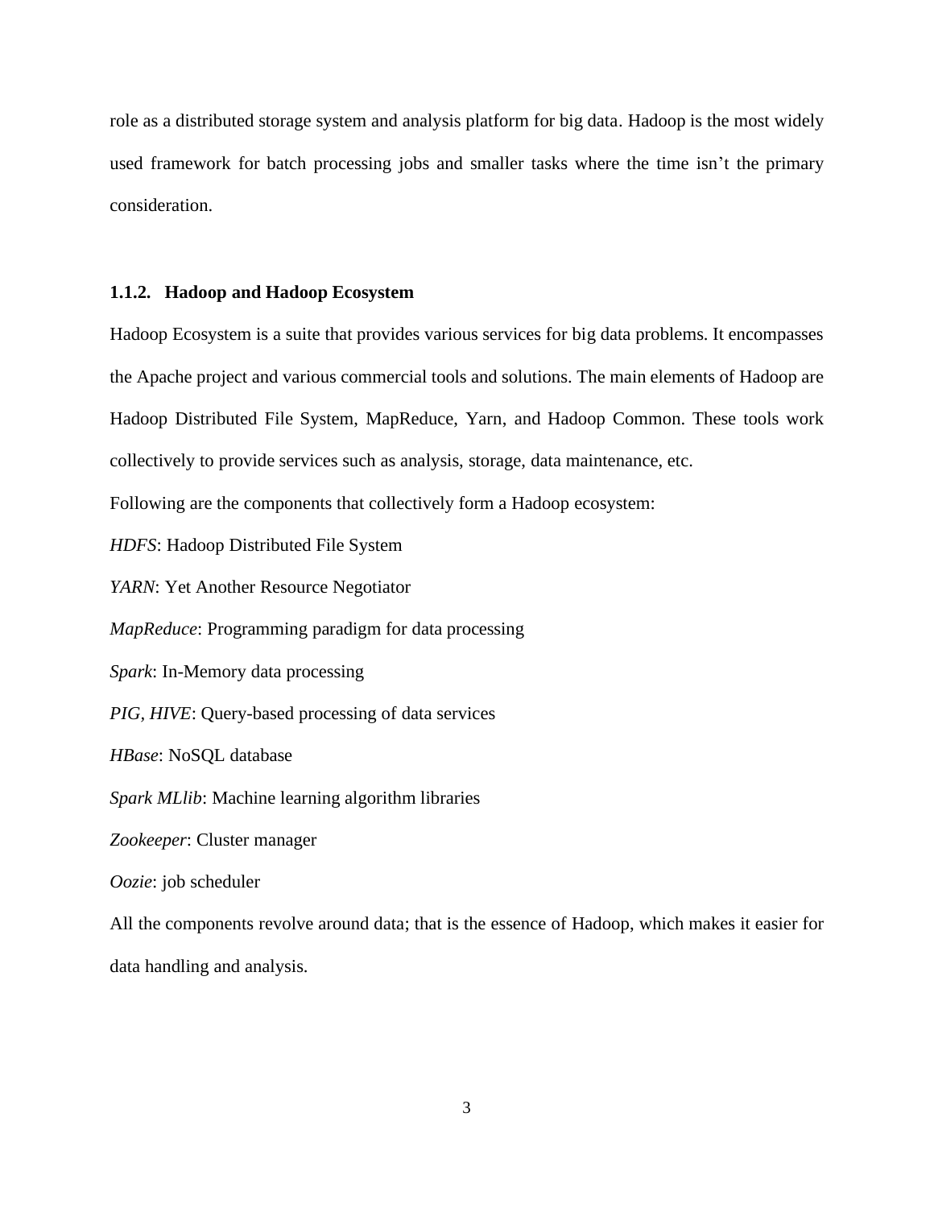role as a distributed storage system and analysis platform for big data. Hadoop is the most widely used framework for batch processing jobs and smaller tasks where the time isn't the primary consideration.

### 1.1.2. Hadoop and Hadoop Ecosystem

Hadoop Ecosystem is a suite that provides various services for big data problems. It encompasses the Apache project and various commercial tools and solutions. The main elements of Hadoop are Hadoop Distributed File System, MapReduce, Yarn, and Hadoop Common. These tools work collectively to provide services such as analysis, storage, data maintenance, etc.

Following are the components that collectively form a Hadoop ecosystem:

*HDFS*: Hadoop Distributed File System

*YARN*: Yet Another Resource Negotiator

*MapReduce*: Programming paradigm for data processing

*Spark*: In-Memory data processing

*PIG, HIVE*: Query-based processing of data services

*HBase*: NoSQL database

*Spark MLlib*: Machine learning algorithm libraries

*Zookeeper*: Cluster manager

*Oozie*: job scheduler

All the components revolve around data; that is the essence of Hadoop, which makes it easier for data handling and analysis.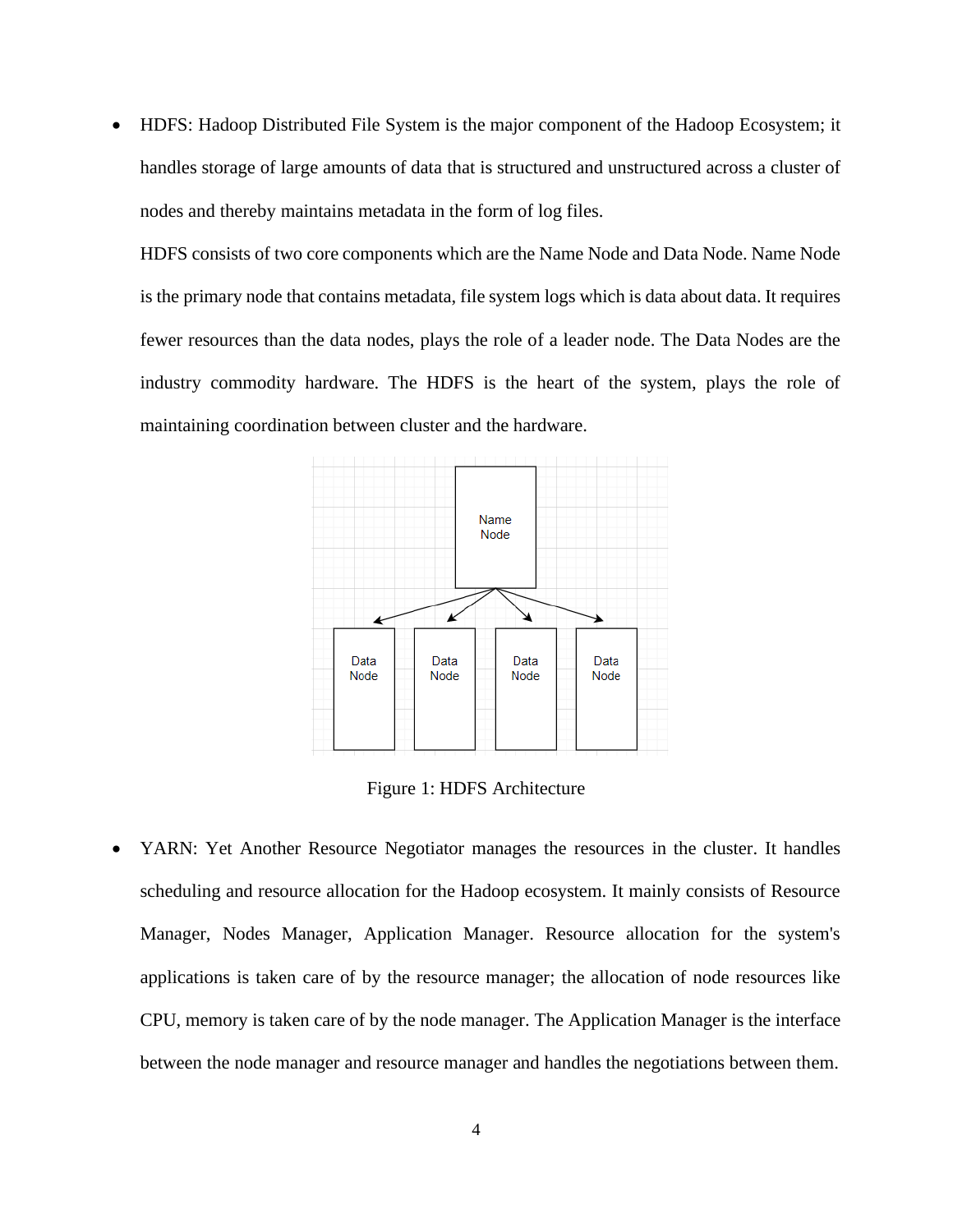- HDFS: Hadoop Distributed File System is the major component of the Hadoop Ecosystem; it handles storage of large amounts of data that is structured and unstructured across a cluster of nodes and thereby maintains metadata in the form of log files.

  HDFS consists of two core components which are the Name Node and Data Node. Name Node is the primary node that contains metadata, file system logs which is data about data. It requires fewer resources than the data nodes, plays the role of a leader node. The Data Nodes are the industry commodity hardware. The HDFS is the heart of the system, plays the role of maintaining coordination between cluster and the hardware.

Figure 1: HDFS Architecture

- YARN: Yet Another Resource Negotiator manages the resources in the cluster. It handles scheduling and resource allocation for the Hadoop ecosystem. It mainly consists of Resource Manager, Nodes Manager, Application Manager. Resource allocation for the system's applications is taken care of by the resource manager; the allocation of node resources like CPU, memory is taken care of by the node manager. The Application Manager is the interface between the node manager and resource manager and handles the negotiations between them.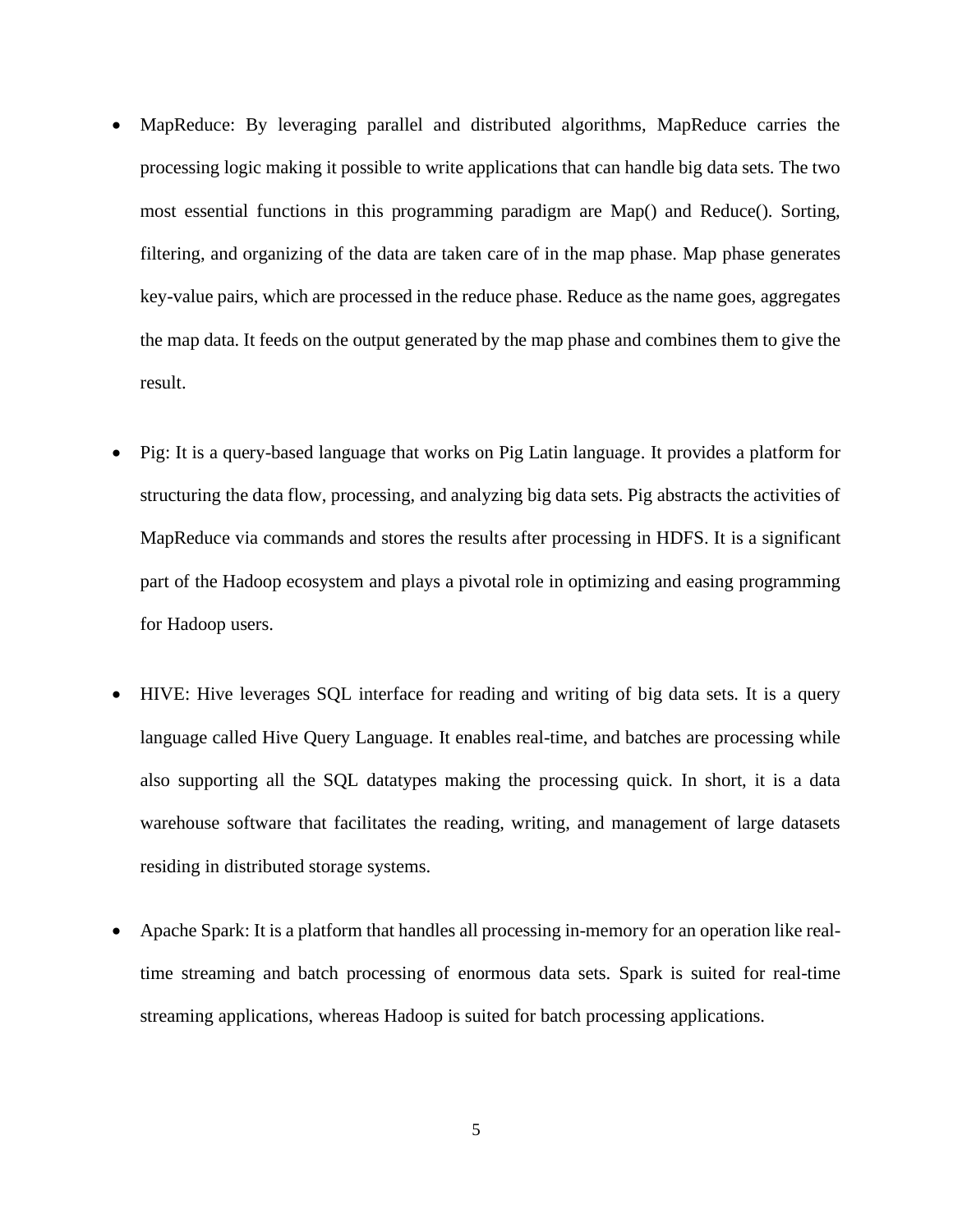- MapReduce: By leveraging parallel and distributed algorithms, MapReduce carries the processing logic making it possible to write applications that can handle big data sets. The two most essential functions in this programming paradigm are Map() and Reduce(). Sorting, filtering, and organizing of the data are taken care of in the map phase. Map phase generates key-value pairs, which are processed in the reduce phase. Reduce as the name goes, aggregates the map data. It feeds on the output generated by the map phase and combines them to give the result.

- Pig: It is a query-based language that works on Pig Latin language. It provides a platform for structuring the data flow, processing, and analyzing big data sets. Pig abstracts the activities of MapReduce via commands and stores the results after processing in HDFS. It is a significant part of the Hadoop ecosystem and plays a pivotal role in optimizing and easing programming for Hadoop users.

- HIVE: Hive leverages SQL interface for reading and writing of big data sets. It is a query language called Hive Query Language. It enables real-time, and batches are processing while also supporting all the SQL datatypes making the processing quick. In short, it is a data warehouse software that facilitates the reading, writing, and management of large datasets residing in distributed storage systems.

- Apache Spark: It is a platform that handles all processing in-memory for an operation like real-time streaming and batch processing of enormous data sets. Spark is suited for real-time streaming applications, whereas Hadoop is suited for batch processing applications.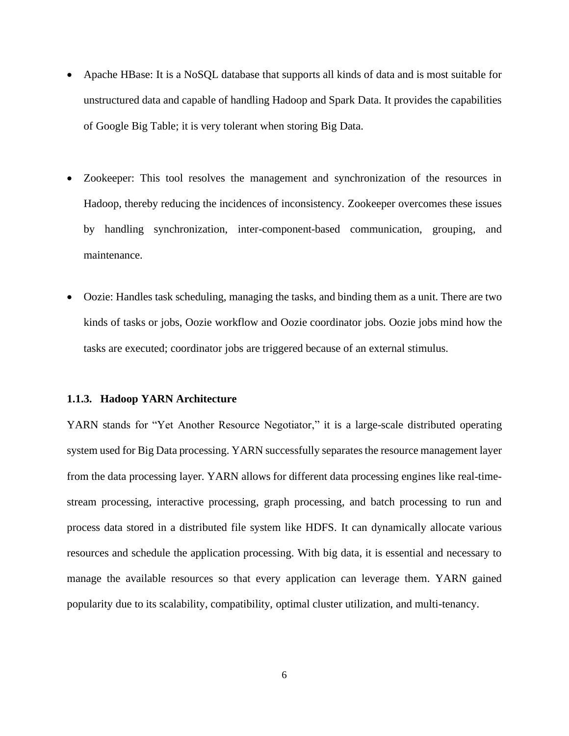- Apache HBase: It is a NoSQL database that supports all kinds of data and is most suitable for unstructured data and capable of handling Hadoop and Spark Data. It provides the capabilities of Google Big Table; it is very tolerant when storing Big Data.

- Zookeeper: This tool resolves the management and synchronization of the resources in Hadoop, thereby reducing the incidences of inconsistency. Zookeeper overcomes these issues by handling synchronization, inter-component-based communication, grouping, and maintenance.

- Oozie: Handles task scheduling, managing the tasks, and binding them as a unit. There are two kinds of tasks or jobs, Oozie workflow and Oozie coordinator jobs. Oozie jobs mind how the tasks are executed; coordinator jobs are triggered because of an external stimulus.

### 1.1.3. Hadoop YARN Architecture

YARN stands for "Yet Another Resource Negotiator," it is a large-scale distributed operating system used for Big Data processing. YARN successfully separates the resource management layer from the data processing layer. YARN allows for different data processing engines like real-time-stream processing, interactive processing, graph processing, and batch processing to run and process data stored in a distributed file system like HDFS. It can dynamically allocate various resources and schedule the application processing. With big data, it is essential and necessary to manage the available resources so that every application can leverage them. YARN gained popularity due to its scalability, compatibility, optimal cluster utilization, and multi-tenancy.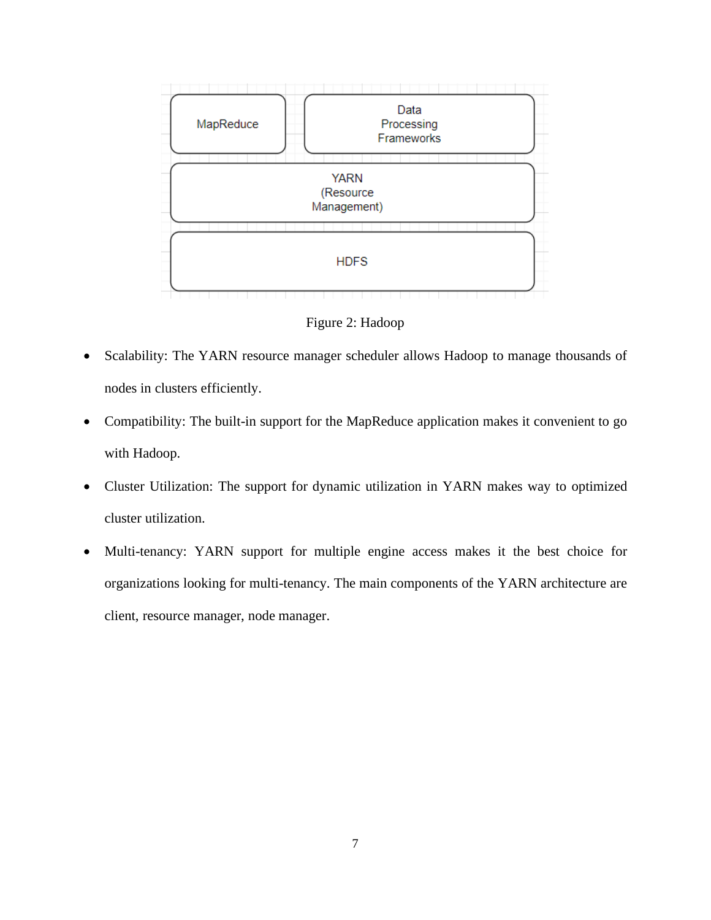Figure 2: Hadoop

- Scalability: The YARN resource manager scheduler allows Hadoop to manage thousands of nodes in clusters efficiently.
- Compatibility: The built-in support for the MapReduce application makes it convenient to go with Hadoop.
- Cluster Utilization: The support for dynamic utilization in YARN makes way to optimized cluster utilization.
- Multi-tenancy: YARN support for multiple engine access makes it the best choice for organizations looking for multi-tenancy. The main components of the YARN architecture are client, resource manager, node manager.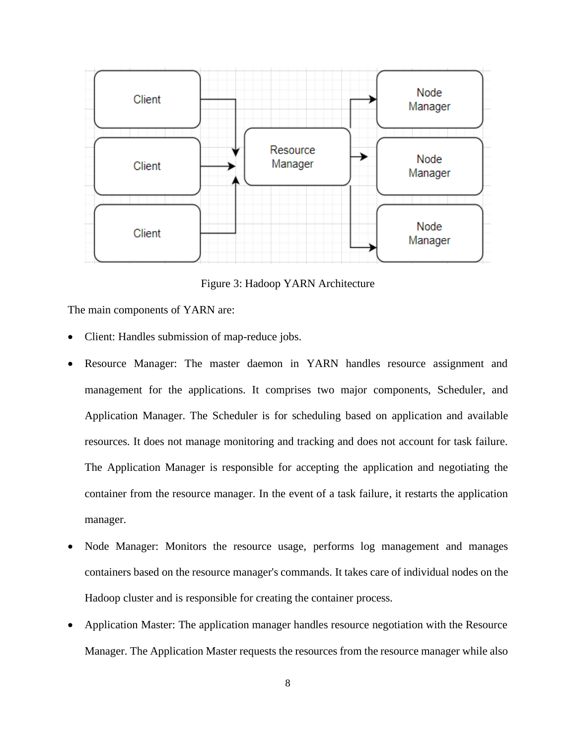Figure 3: Hadoop YARN Architecture

The main components of YARN are:

- Client: Handles submission of map-reduce jobs.
- Resource Manager: The master daemon in YARN handles resource assignment and management for the applications. It comprises two major components, Scheduler, and Application Manager. The Scheduler is for scheduling based on application and available resources. It does not manage monitoring and tracking and does not account for task failure. The Application Manager is responsible for accepting the application and negotiating the container from the resource manager. In the event of a task failure, it restarts the application manager.
- Node Manager: Monitors the resource usage, performs log management and manages containers based on the resource manager's commands. It takes care of individual nodes on the Hadoop cluster and is responsible for creating the container process.
- Application Master: The application manager handles resource negotiation with the Resource Manager. The Application Master requests the resources from the resource manager while also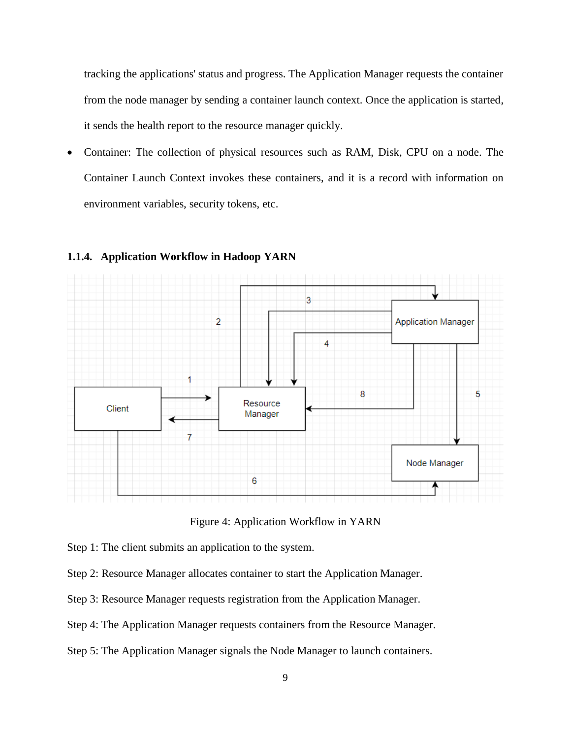tracking the applications' status and progress. The Application Manager requests the container from the node manager by sending a container launch context. Once the application is started, it sends the health report to the resource manager quickly.

- Container: The collection of physical resources such as RAM, Disk, CPU on a node. The Container Launch Context invokes these containers, and it is a record with information on environment variables, security tokens, etc.

### 1.1.4. Application Workflow in Hadoop YARN

Figure 4: Application Workflow in YARN

Step 1: The client submits an application to the system.

Step 2: Resource Manager allocates container to start the Application Manager.

Step 3: Resource Manager requests registration from the Application Manager.

Step 4: The Application Manager requests containers from the Resource Manager.

Step 5: The Application Manager signals the Node Manager to launch containers.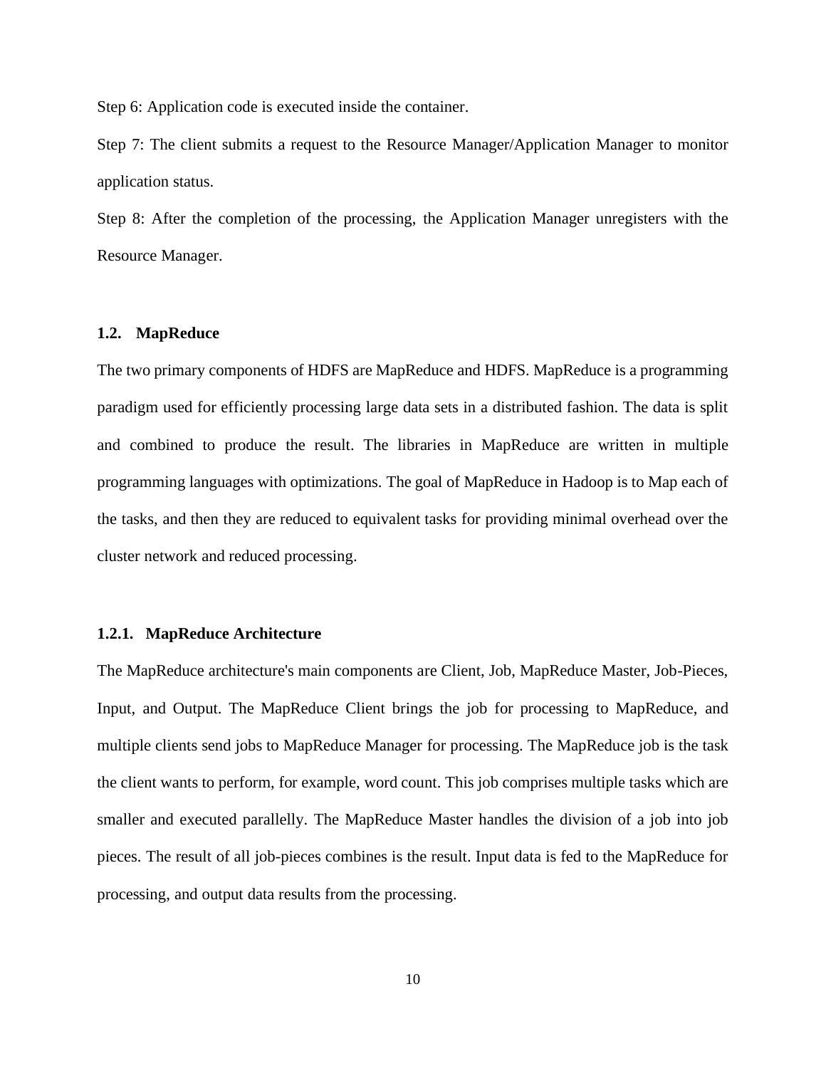Step 6: Application code is executed inside the container.

Step 7: The client submits a request to the Resource Manager/Application Manager to monitor application status.

Step 8: After the completion of the processing, the Application Manager unregisters with the Resource Manager.

### 1.2. MapReduce

The two primary components of HDFS are MapReduce and HDFS. MapReduce is a programming paradigm used for efficiently processing large data sets in a distributed fashion. The data is split and combined to produce the result. The libraries in MapReduce are written in multiple programming languages with optimizations. The goal of MapReduce in Hadoop is to Map each of the tasks, and then they are reduced to equivalent tasks for providing minimal overhead over the cluster network and reduced processing.

#### 1.2.1. MapReduce Architecture

The MapReduce architecture's main components are Client, Job, MapReduce Master, Job-Pieces, Input, and Output. The MapReduce Client brings the job for processing to MapReduce, and multiple clients send jobs to MapReduce Manager for processing. The MapReduce job is the task the client wants to perform, for example, word count. This job comprises multiple tasks which are smaller and executed parallelly. The MapReduce Master handles the division of a job into job pieces. The result of all job-pieces combines is the result. Input data is fed to the MapReduce for processing, and output data results from the processing.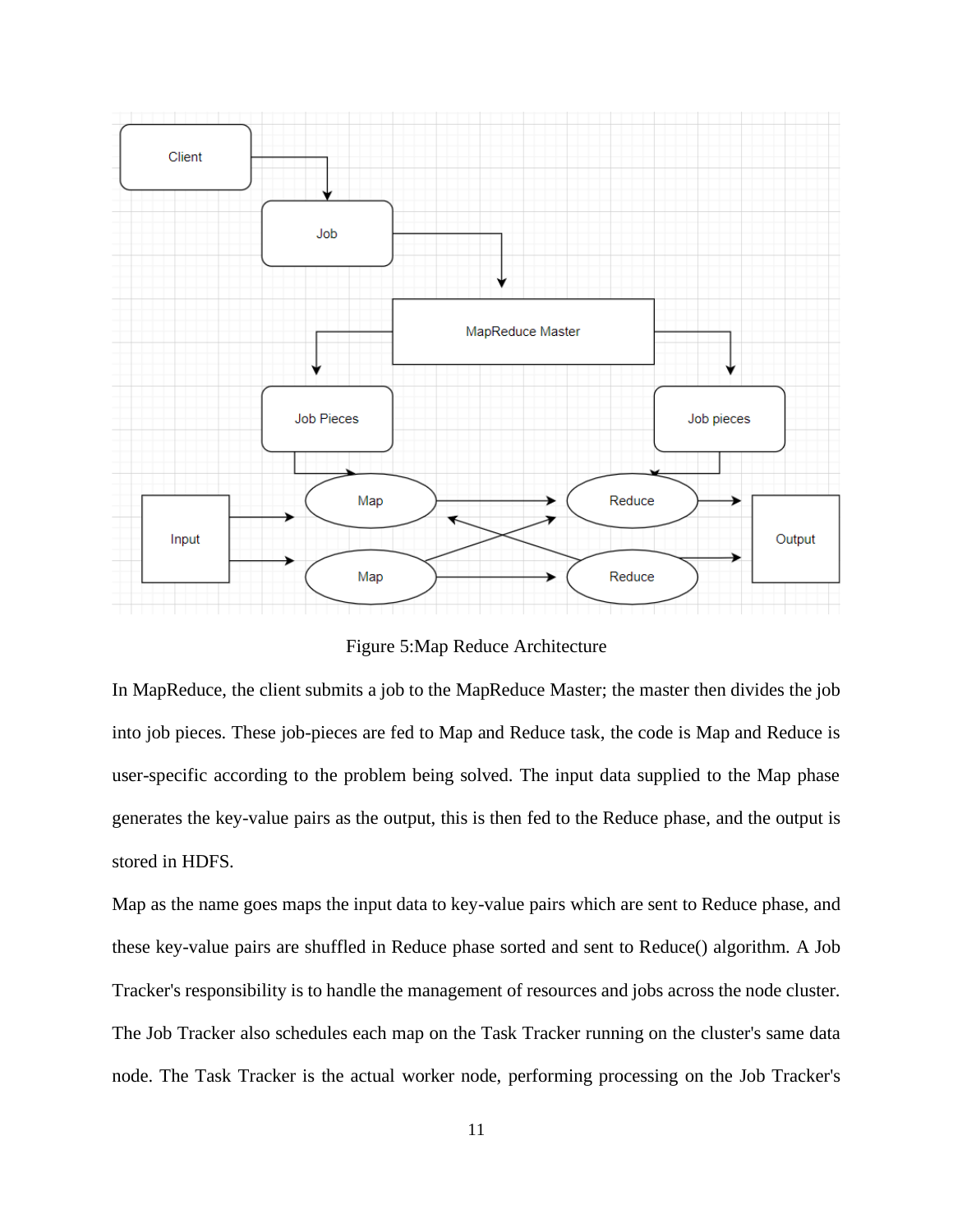Figure 5:Map Reduce Architecture

In MapReduce, the client submits a job to the MapReduce Master; the master then divides the job into job pieces. These job-pieces are fed to Map and Reduce task, the code is Map and Reduce is user-specific according to the problem being solved. The input data supplied to the Map phase generates the key-value pairs as the output, this is then fed to the Reduce phase, and the output is stored in HDFS.

Map as the name goes maps the input data to key-value pairs which are sent to Reduce phase, and these key-value pairs are shuffled in Reduce phase sorted and sent to Reduce() algorithm. A Job Tracker's responsibility is to handle the management of resources and jobs across the node cluster. The Job Tracker also schedules each map on the Task Tracker running on the cluster's same data node. The Task Tracker is the actual worker node, performing processing on the Job Tracker's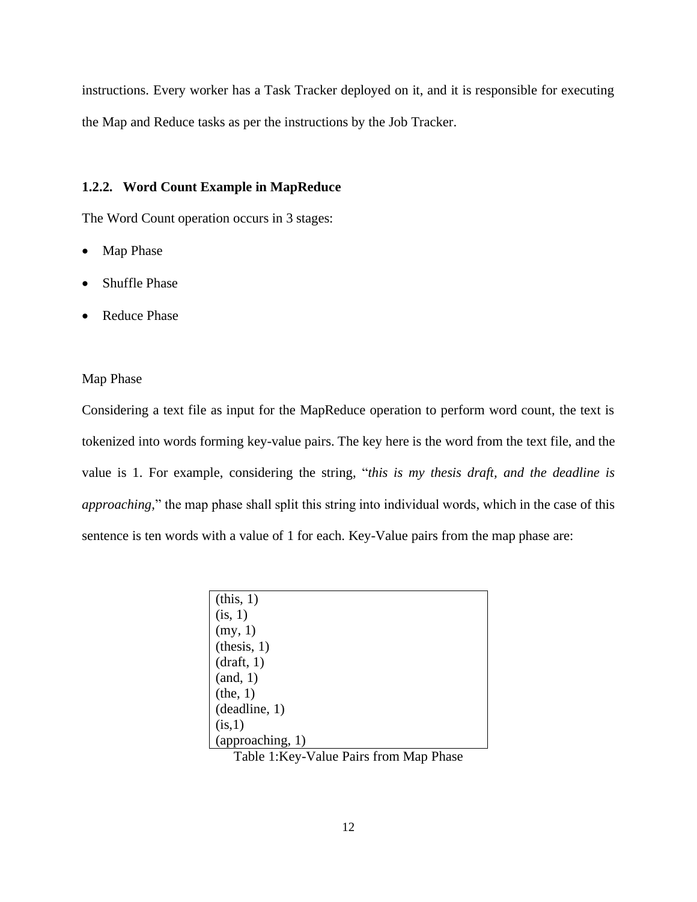instructions. Every worker has a Task Tracker deployed on it, and it is responsible for executing the Map and Reduce tasks as per the instructions by the Job Tracker.

### 1.2.2. Word Count Example in MapReduce

The Word Count operation occurs in 3 stages:

- Map Phase
- Shuffle Phase
- Reduce Phase

Map Phase

Considering a text file as input for the MapReduce operation to perform word count, the text is tokenized into words forming key-value pairs. The key here is the word from the text file, and the value is 1. For example, considering the string, "*this is my thesis draft, and the deadline is approaching,*" the map phase shall split this string into individual words, which in the case of this sentence is ten words with a value of 1 for each. Key-Value pairs from the map phase are:

| (this, 1) |
|---|
| (is, 1) |
| (my, 1) |
| (thesis, 1) |
| (draft, 1) |
| (and, 1) |
| (the, 1) |
| (deadline, 1) |
| (is,1) |
| (approaching, 1) |

Table 1:Key-Value Pairs from Map Phase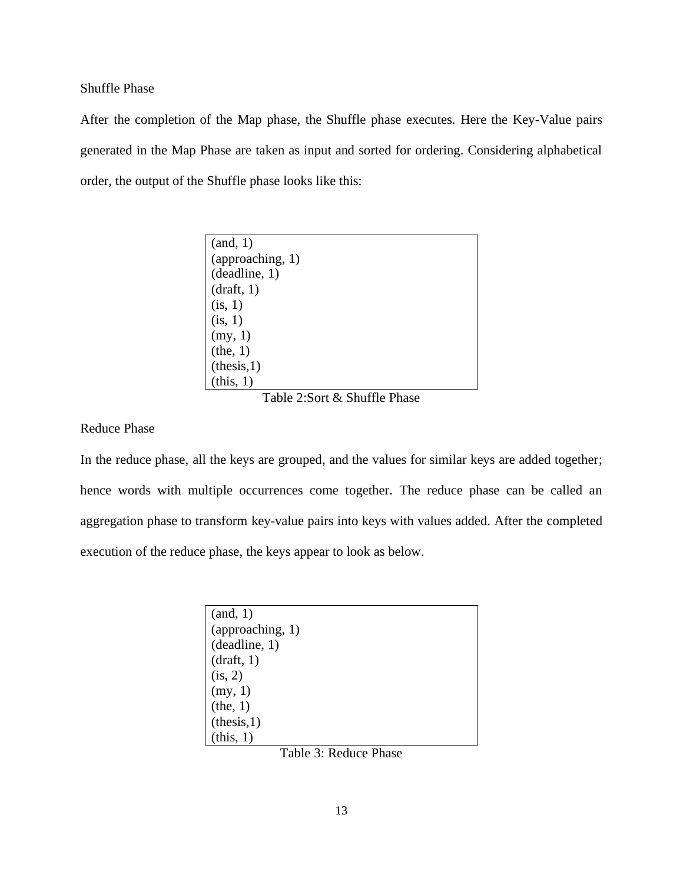Shuffle Phase

After the completion of the Map phase, the Shuffle phase executes. Here the Key-Value pairs generated in the Map Phase are taken as input and sorted for ordering. Considering alphabetical order, the output of the Shuffle phase looks like this:

```
(and, 1)
(approaching, 1)
(deadline, 1)
(draft, 1)
(is, 1)
(is, 1)
(my, 1)
(the, 1)
(thesis,1)
(this, 1)
```

Table 2:Sort & Shuffle Phase

Reduce Phase

In the reduce phase, all the keys are grouped, and the values for similar keys are added together; hence words with multiple occurrences come together. The reduce phase can be called an aggregation phase to transform key-value pairs into keys with values added. After the completed execution of the reduce phase, the keys appear to look as below.

```
(and, 1)
(approaching, 1)
(deadline, 1)
(draft, 1)
(is, 2)
(my, 1)
(the, 1)
(thesis,1)
(this, 1)
```

Table 3: Reduce Phase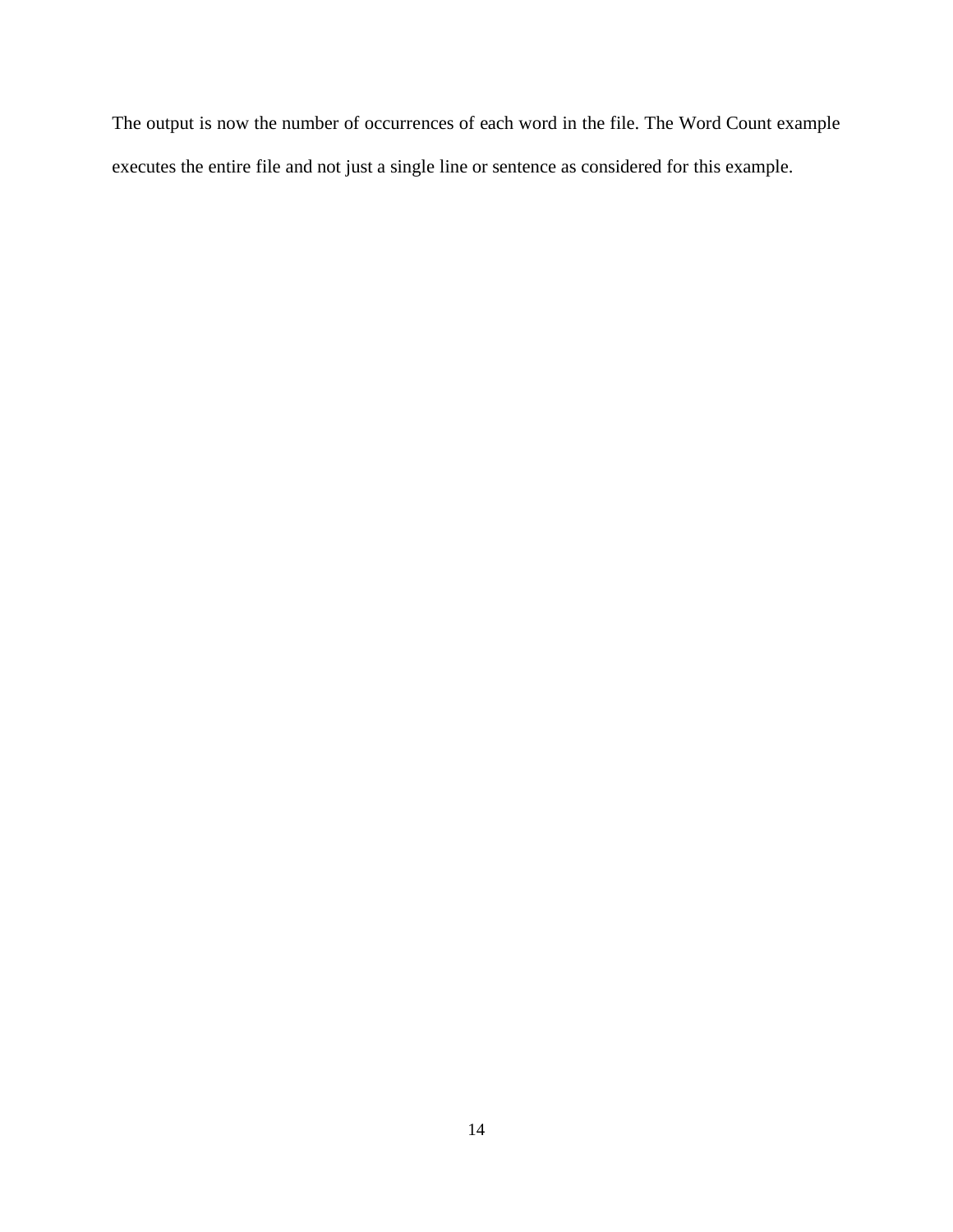The output is now the number of occurrences of each word in the file. The Word Count example executes the entire file and not just a single line or sentence as considered for this example.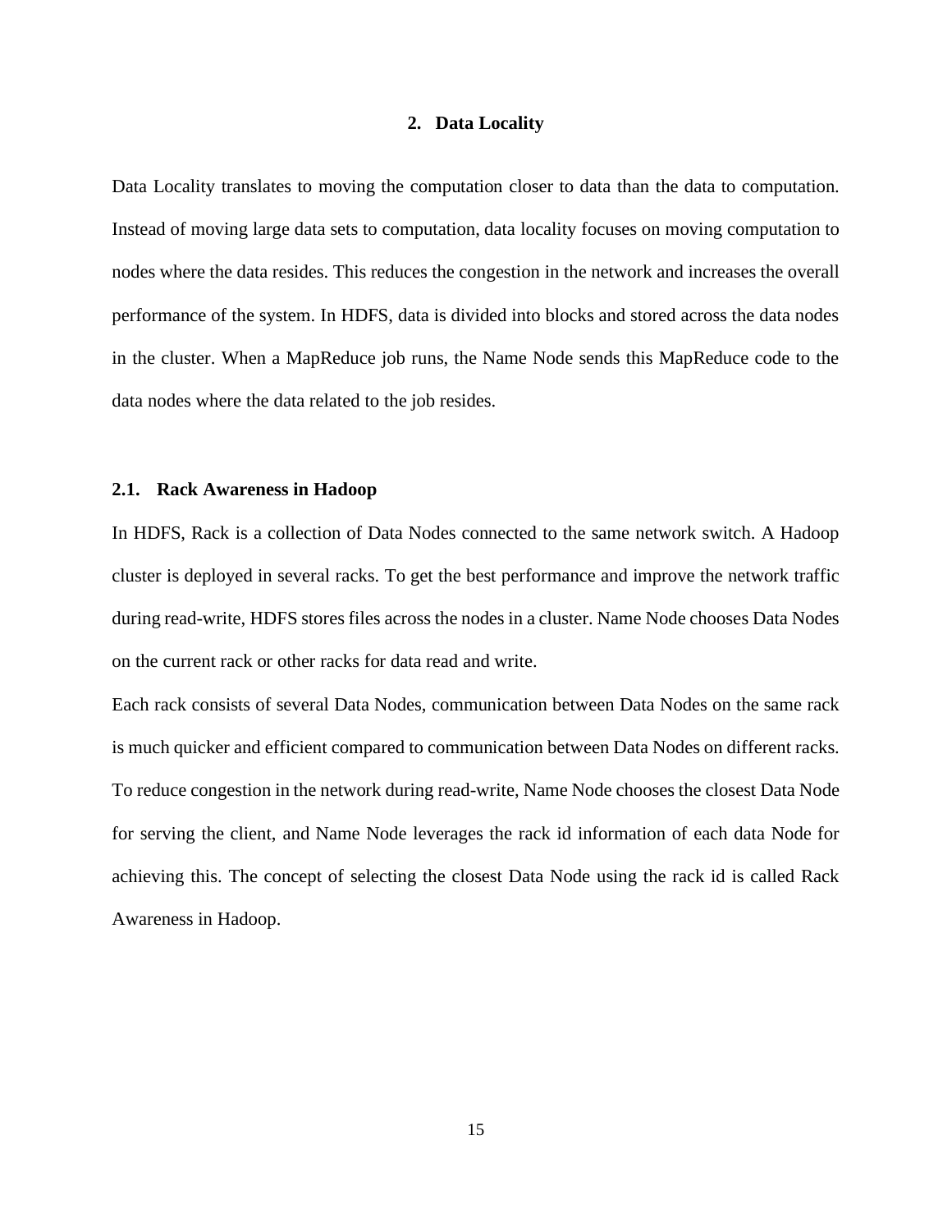## 2. Data Locality

Data Locality translates to moving the computation closer to data than the data to computation. Instead of moving large data sets to computation, data locality focuses on moving computation to nodes where the data resides. This reduces the congestion in the network and increases the overall performance of the system. In HDFS, data is divided into blocks and stored across the data nodes in the cluster. When a MapReduce job runs, the Name Node sends this MapReduce code to the data nodes where the data related to the job resides.

### 2.1. Rack Awareness in Hadoop

In HDFS, Rack is a collection of Data Nodes connected to the same network switch. A Hadoop cluster is deployed in several racks. To get the best performance and improve the network traffic during read-write, HDFS stores files across the nodes in a cluster. Name Node chooses Data Nodes on the current rack or other racks for data read and write.

Each rack consists of several Data Nodes, communication between Data Nodes on the same rack is much quicker and efficient compared to communication between Data Nodes on different racks. To reduce congestion in the network during read-write, Name Node chooses the closest Data Node for serving the client, and Name Node leverages the rack id information of each data Node for achieving this. The concept of selecting the closest Data Node using the rack id is called Rack Awareness in Hadoop.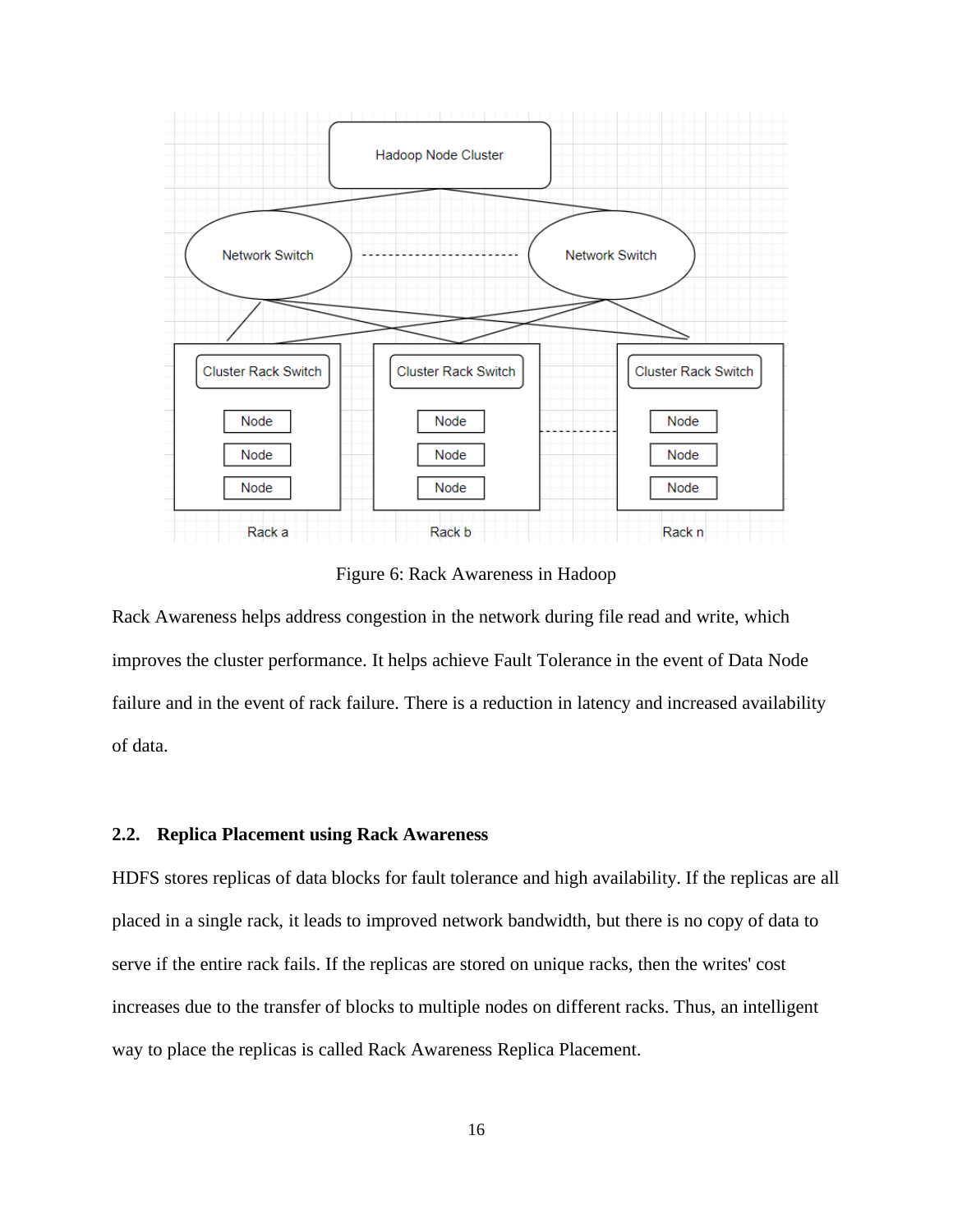Figure 6: Rack Awareness in Hadoop

Rack Awareness helps address congestion in the network during file read and write, which improves the cluster performance. It helps achieve Fault Tolerance in the event of Data Node failure and in the event of rack failure. There is a reduction in latency and increased availability of data.

### 2.2. Replica Placement using Rack Awareness

HDFS stores replicas of data blocks for fault tolerance and high availability. If the replicas are all placed in a single rack, it leads to improved network bandwidth, but there is no copy of data to serve if the entire rack fails. If the replicas are stored on unique racks, then the writes' cost increases due to the transfer of blocks to multiple nodes on different racks. Thus, an intelligent way to place the replicas is called Rack Awareness Replica Placement.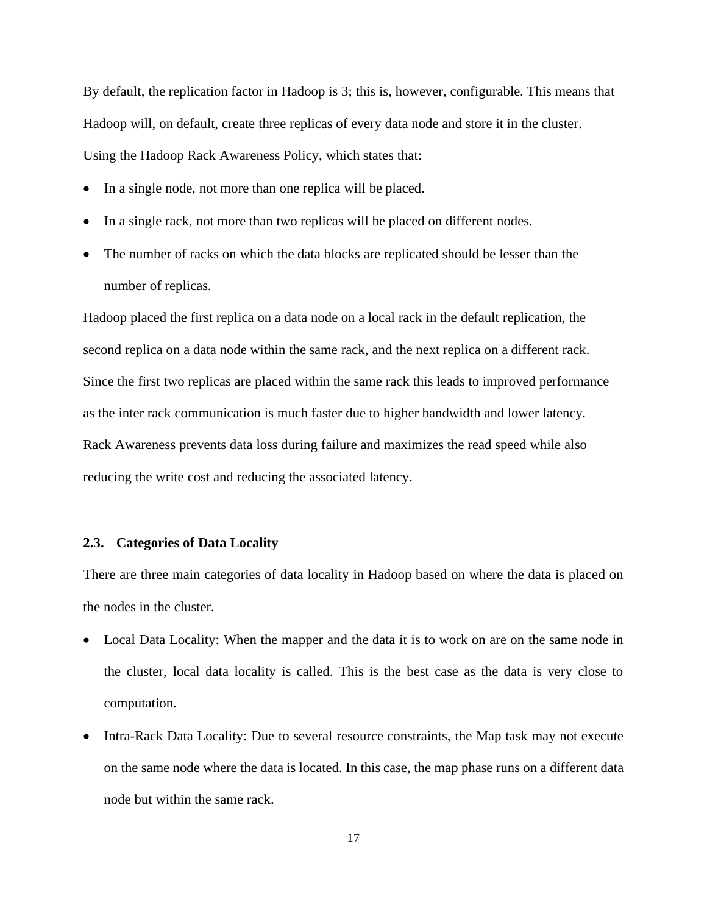By default, the replication factor in Hadoop is 3; this is, however, configurable. This means that Hadoop will, on default, create three replicas of every data node and store it in the cluster. Using the Hadoop Rack Awareness Policy, which states that:

- In a single node, not more than one replica will be placed.
- In a single rack, not more than two replicas will be placed on different nodes.
- The number of racks on which the data blocks are replicated should be lesser than the number of replicas.

Hadoop placed the first replica on a data node on a local rack in the default replication, the second replica on a data node within the same rack, and the next replica on a different rack. Since the first two replicas are placed within the same rack this leads to improved performance as the inter rack communication is much faster due to higher bandwidth and lower latency. Rack Awareness prevents data loss during failure and maximizes the read speed while also reducing the write cost and reducing the associated latency.

### 2.3. Categories of Data Locality

There are three main categories of data locality in Hadoop based on where the data is placed on the nodes in the cluster.

- Local Data Locality: When the mapper and the data it is to work on are on the same node in the cluster, local data locality is called. This is the best case as the data is very close to computation.
- Intra-Rack Data Locality: Due to several resource constraints, the Map task may not execute on the same node where the data is located. In this case, the map phase runs on a different data node but within the same rack.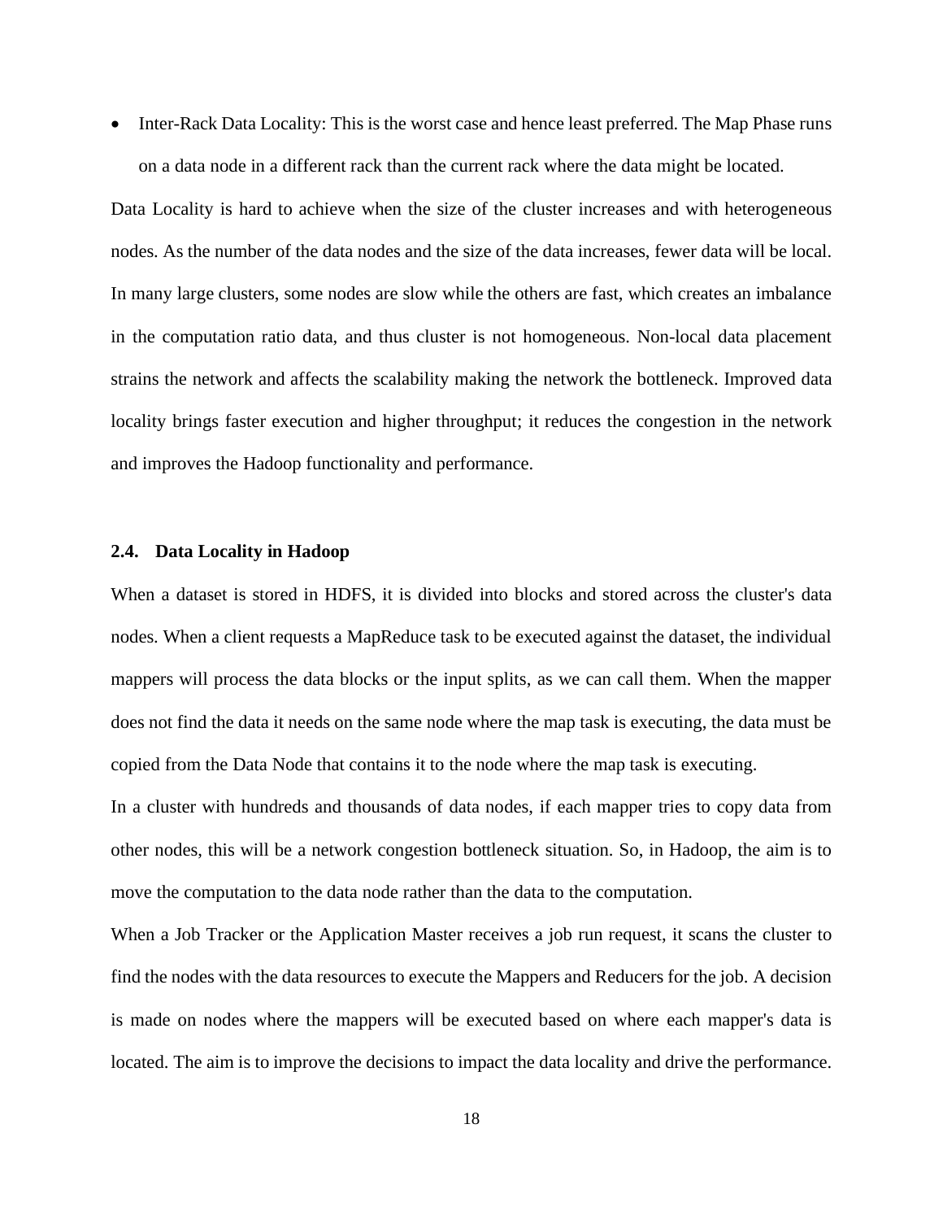- Inter-Rack Data Locality: This is the worst case and hence least preferred. The Map Phase runs on a data node in a different rack than the current rack where the data might be located.

Data Locality is hard to achieve when the size of the cluster increases and with heterogeneous nodes. As the number of the data nodes and the size of the data increases, fewer data will be local. In many large clusters, some nodes are slow while the others are fast, which creates an imbalance in the computation ratio data, and thus cluster is not homogeneous. Non-local data placement strains the network and affects the scalability making the network the bottleneck. Improved data locality brings faster execution and higher throughput; it reduces the congestion in the network and improves the Hadoop functionality and performance.

### 2.4. Data Locality in Hadoop

When a dataset is stored in HDFS, it is divided into blocks and stored across the cluster's data nodes. When a client requests a MapReduce task to be executed against the dataset, the individual mappers will process the data blocks or the input splits, as we can call them. When the mapper does not find the data it needs on the same node where the map task is executing, the data must be copied from the Data Node that contains it to the node where the map task is executing.

In a cluster with hundreds and thousands of data nodes, if each mapper tries to copy data from other nodes, this will be a network congestion bottleneck situation. So, in Hadoop, the aim is to move the computation to the data node rather than the data to the computation.

When a Job Tracker or the Application Master receives a job run request, it scans the cluster to find the nodes with the data resources to execute the Mappers and Reducers for the job. A decision is made on nodes where the mappers will be executed based on where each mapper's data is located. The aim is to improve the decisions to impact the data locality and drive the performance.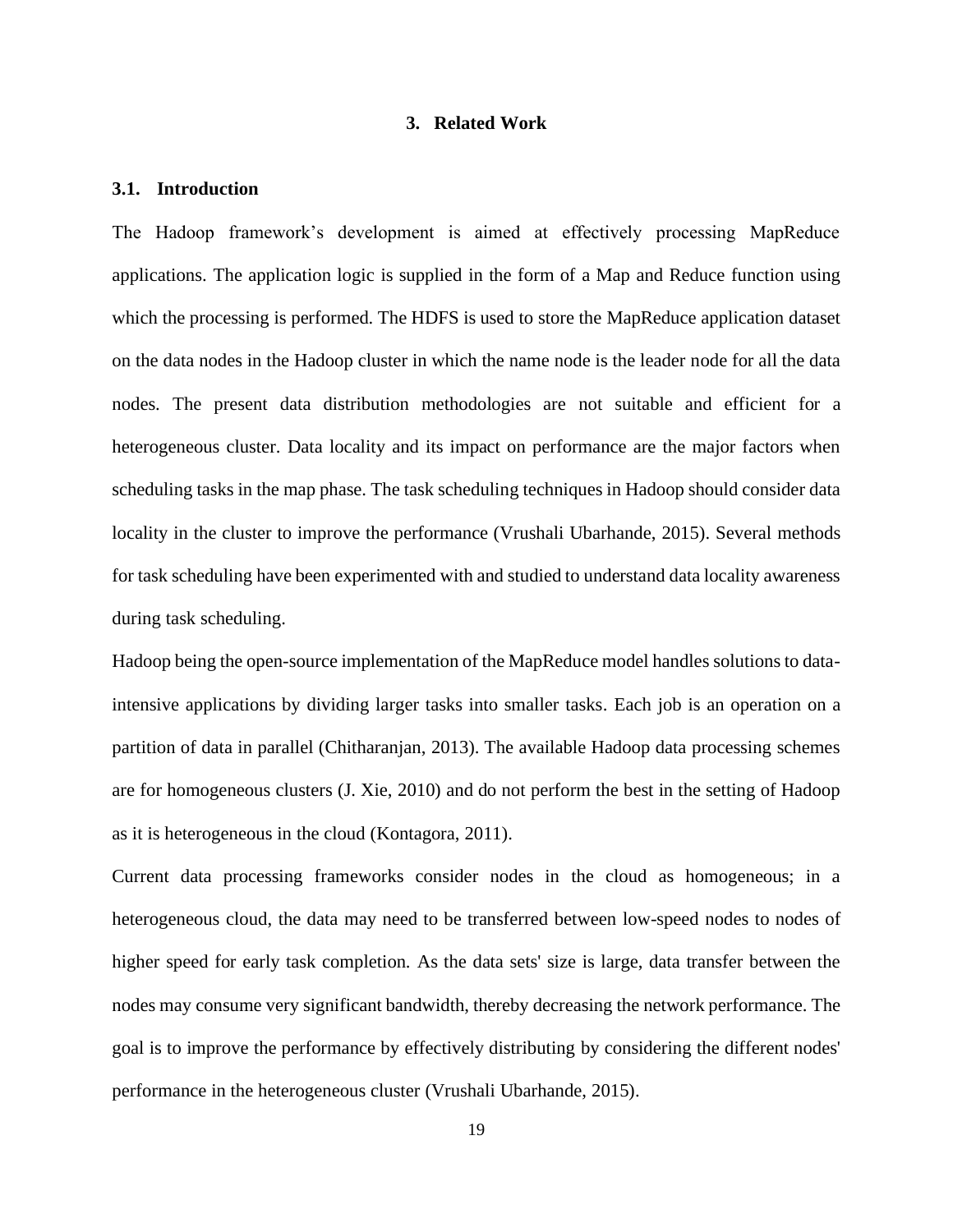# 3. Related Work

## 3.1. Introduction

The Hadoop framework's development is aimed at effectively processing MapReduce applications. The application logic is supplied in the form of a Map and Reduce function using which the processing is performed. The HDFS is used to store the MapReduce application dataset on the data nodes in the Hadoop cluster in which the name node is the leader node for all the data nodes. The present data distribution methodologies are not suitable and efficient for a heterogeneous cluster. Data locality and its impact on performance are the major factors when scheduling tasks in the map phase. The task scheduling techniques in Hadoop should consider data locality in the cluster to improve the performance (Vrushali Ubarhande, 2015). Several methods for task scheduling have been experimented with and studied to understand data locality awareness during task scheduling.

Hadoop being the open-source implementation of the MapReduce model handles solutions to data-intensive applications by dividing larger tasks into smaller tasks. Each job is an operation on a partition of data in parallel (Chitharanjan, 2013). The available Hadoop data processing schemes are for homogeneous clusters (J. Xie, 2010) and do not perform the best in the setting of Hadoop as it is heterogeneous in the cloud (Kontagora, 2011).

Current data processing frameworks consider nodes in the cloud as homogeneous; in a heterogeneous cloud, the data may need to be transferred between low-speed nodes to nodes of higher speed for early task completion. As the data sets' size is large, data transfer between the nodes may consume very significant bandwidth, thereby decreasing the network performance. The goal is to improve the performance by effectively distributing by considering the different nodes' performance in the heterogeneous cluster (Vrushali Ubarhande, 2015).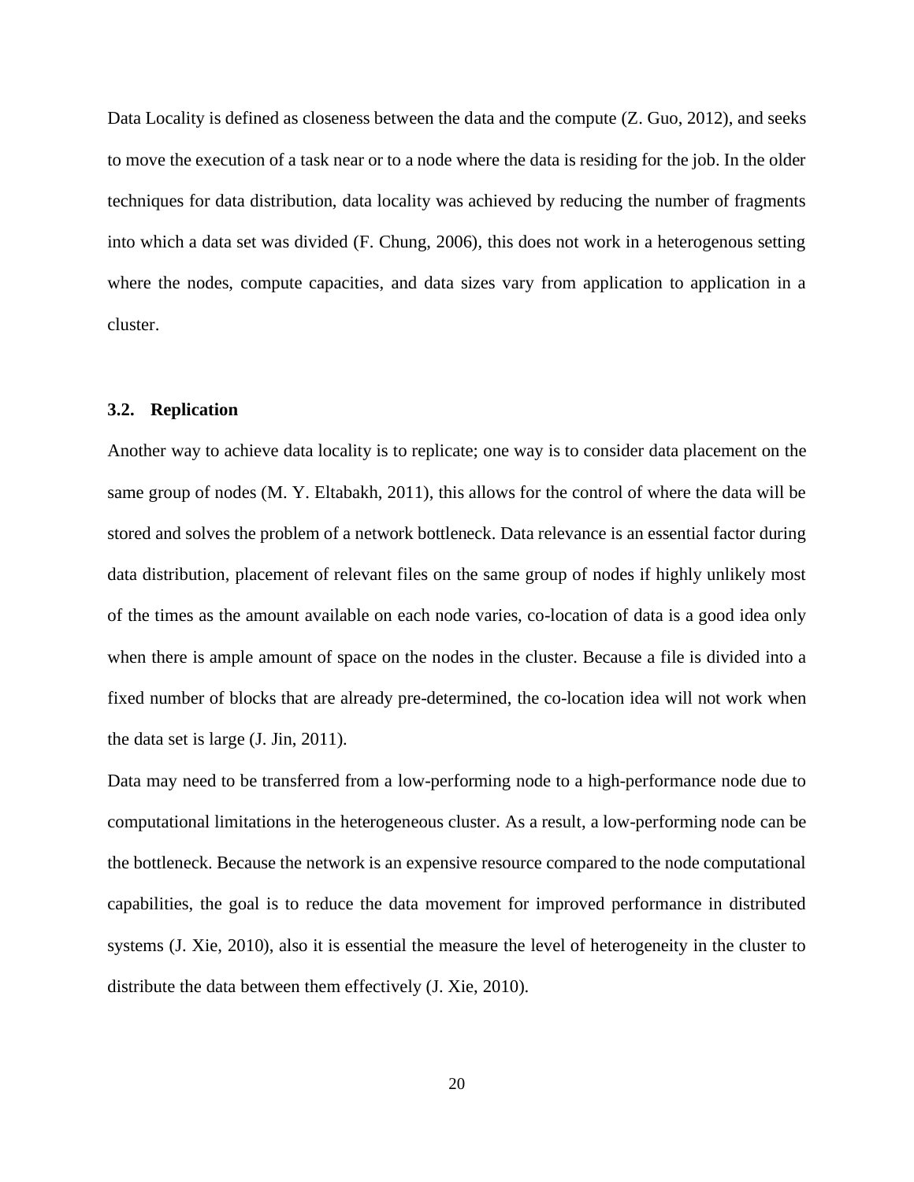Data Locality is defined as closeness between the data and the compute (Z. Guo, 2012), and seeks to move the execution of a task near or to a node where the data is residing for the job. In the older techniques for data distribution, data locality was achieved by reducing the number of fragments into which a data set was divided (F. Chung, 2006), this does not work in a heterogenous setting where the nodes, compute capacities, and data sizes vary from application to application in a cluster.

### 3.2. Replication

Another way to achieve data locality is to replicate; one way is to consider data placement on the same group of nodes (M. Y. Eltabakh, 2011), this allows for the control of where the data will be stored and solves the problem of a network bottleneck. Data relevance is an essential factor during data distribution, placement of relevant files on the same group of nodes if highly unlikely most of the times as the amount available on each node varies, co-location of data is a good idea only when there is ample amount of space on the nodes in the cluster. Because a file is divided into a fixed number of blocks that are already pre-determined, the co-location idea will not work when the data set is large (J. Jin, 2011).

Data may need to be transferred from a low-performing node to a high-performance node due to computational limitations in the heterogeneous cluster. As a result, a low-performing node can be the bottleneck. Because the network is an expensive resource compared to the node computational capabilities, the goal is to reduce the data movement for improved performance in distributed systems (J. Xie, 2010), also it is essential the measure the level of heterogeneity in the cluster to distribute the data between them effectively (J. Xie, 2010).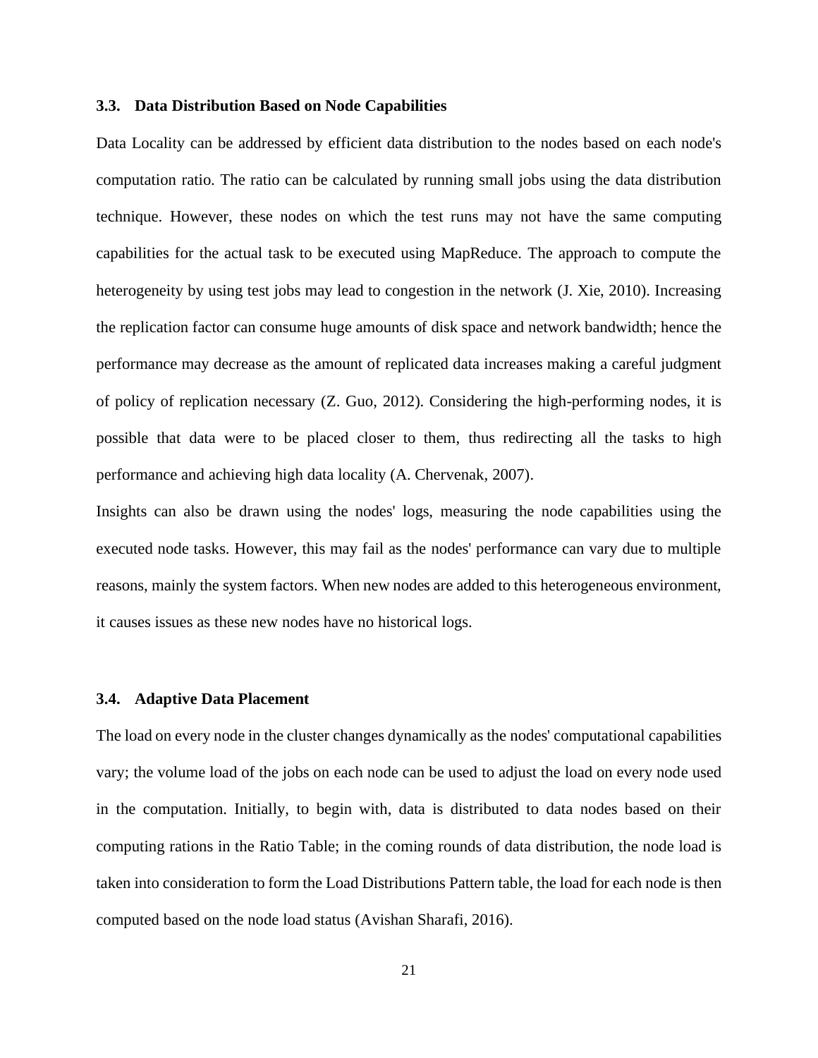### 3.3. Data Distribution Based on Node Capabilities

Data Locality can be addressed by efficient data distribution to the nodes based on each node's computation ratio. The ratio can be calculated by running small jobs using the data distribution technique. However, these nodes on which the test runs may not have the same computing capabilities for the actual task to be executed using MapReduce. The approach to compute the heterogeneity by using test jobs may lead to congestion in the network (J. Xie, 2010). Increasing the replication factor can consume huge amounts of disk space and network bandwidth; hence the performance may decrease as the amount of replicated data increases making a careful judgment of policy of replication necessary (Z. Guo, 2012). Considering the high-performing nodes, it is possible that data were to be placed closer to them, thus redirecting all the tasks to high performance and achieving high data locality (A. Chervenak, 2007).

Insights can also be drawn using the nodes' logs, measuring the node capabilities using the executed node tasks. However, this may fail as the nodes' performance can vary due to multiple reasons, mainly the system factors. When new nodes are added to this heterogeneous environment, it causes issues as these new nodes have no historical logs.

### 3.4. Adaptive Data Placement

The load on every node in the cluster changes dynamically as the nodes' computational capabilities vary; the volume load of the jobs on each node can be used to adjust the load on every node used in the computation. Initially, to begin with, data is distributed to data nodes based on their computing rations in the Ratio Table; in the coming rounds of data distribution, the node load is taken into consideration to form the Load Distributions Pattern table, the load for each node is then computed based on the node load status (Avishan Sharafi, 2016).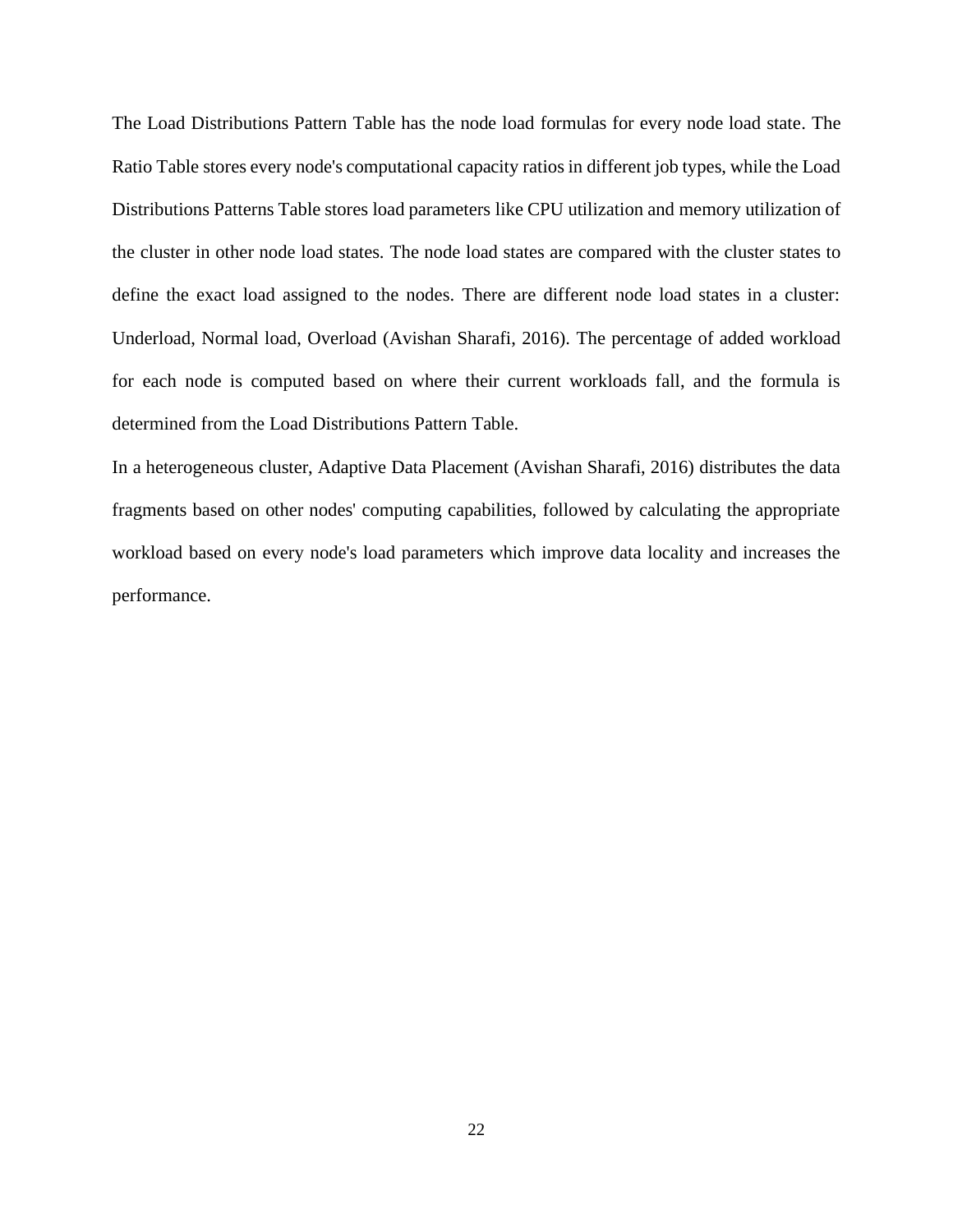The Load Distributions Pattern Table has the node load formulas for every node load state. The Ratio Table stores every node's computational capacity ratios in different job types, while the Load Distributions Patterns Table stores load parameters like CPU utilization and memory utilization of the cluster in other node load states. The node load states are compared with the cluster states to define the exact load assigned to the nodes. There are different node load states in a cluster: Underload, Normal load, Overload (Avishan Sharafi, 2016). The percentage of added workload for each node is computed based on where their current workloads fall, and the formula is determined from the Load Distributions Pattern Table.

In a heterogeneous cluster, Adaptive Data Placement (Avishan Sharafi, 2016) distributes the data fragments based on other nodes' computing capabilities, followed by calculating the appropriate workload based on every node's load parameters which improve data locality and increases the performance.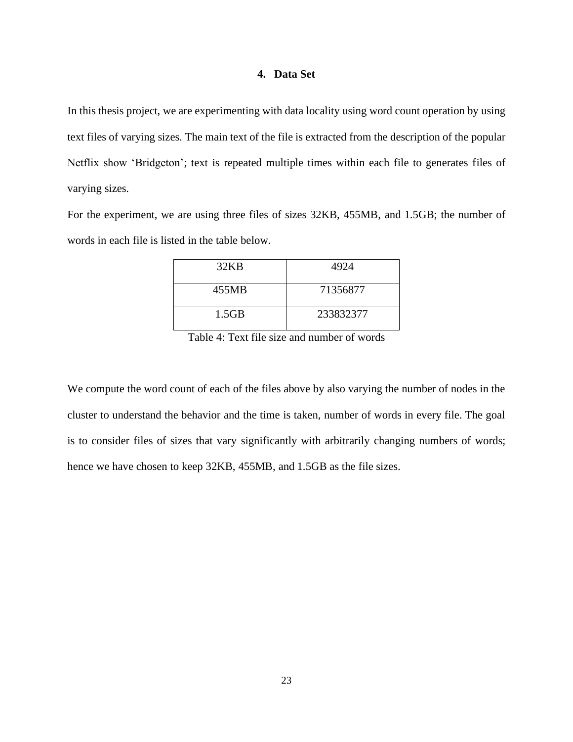## 4. Data Set

In this thesis project, we are experimenting with data locality using word count operation by using text files of varying sizes. The main text of the file is extracted from the description of the popular Netflix show 'Bridgeton'; text is repeated multiple times within each file to generates files of varying sizes.

For the experiment, we are using three files of sizes 32KB, 455MB, and 1.5GB; the number of words in each file is listed in the table below.

| 32KB | 4924 |
|---|---|
| 455MB | 71356877 |
| 1.5GB | 233832377 |

Table 4: Text file size and number of words

We compute the word count of each of the files above by also varying the number of nodes in the cluster to understand the behavior and the time is taken, number of words in every file. The goal is to consider files of sizes that vary significantly with arbitrarily changing numbers of words; hence we have chosen to keep 32KB, 455MB, and 1.5GB as the file sizes.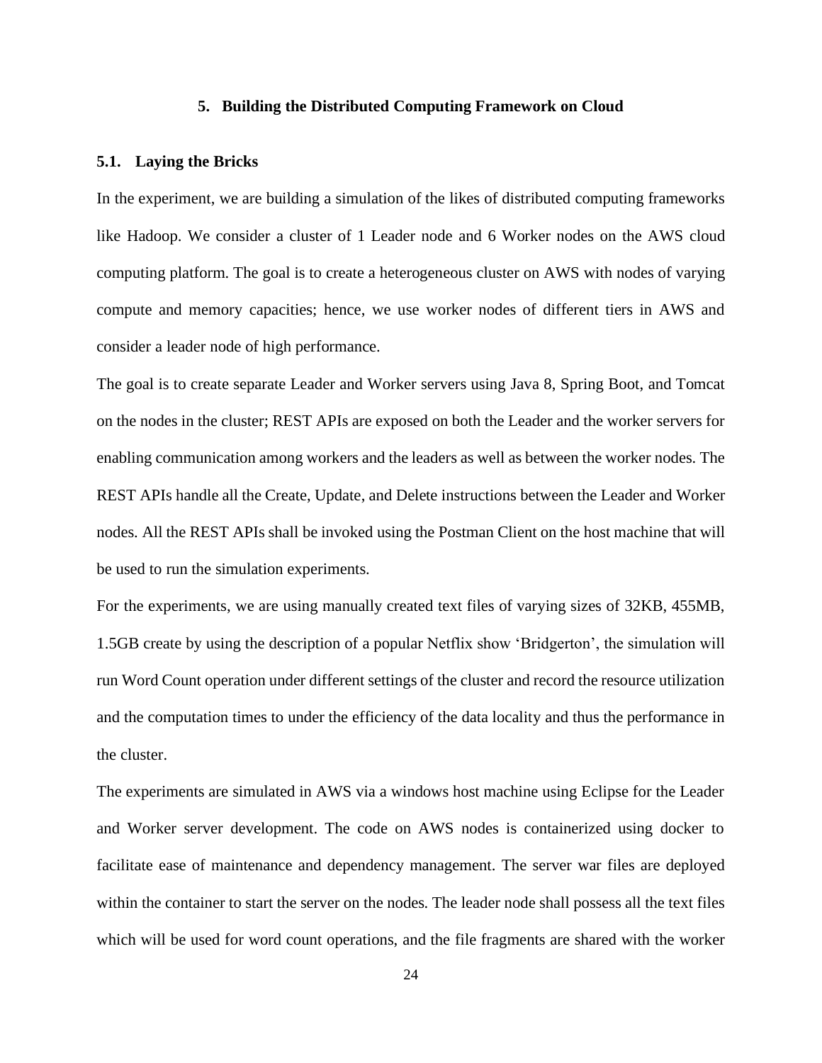## 5. Building the Distributed Computing Framework on Cloud

### 5.1. Laying the Bricks

In the experiment, we are building a simulation of the likes of distributed computing frameworks like Hadoop. We consider a cluster of 1 Leader node and 6 Worker nodes on the AWS cloud computing platform. The goal is to create a heterogeneous cluster on AWS with nodes of varying compute and memory capacities; hence, we use worker nodes of different tiers in AWS and consider a leader node of high performance.

The goal is to create separate Leader and Worker servers using Java 8, Spring Boot, and Tomcat on the nodes in the cluster; REST APIs are exposed on both the Leader and the worker servers for enabling communication among workers and the leaders as well as between the worker nodes. The REST APIs handle all the Create, Update, and Delete instructions between the Leader and Worker nodes. All the REST APIs shall be invoked using the Postman Client on the host machine that will be used to run the simulation experiments.

For the experiments, we are using manually created text files of varying sizes of 32KB, 455MB, 1.5GB create by using the description of a popular Netflix show 'Bridgerton', the simulation will run Word Count operation under different settings of the cluster and record the resource utilization and the computation times to under the efficiency of the data locality and thus the performance in the cluster.

The experiments are simulated in AWS via a windows host machine using Eclipse for the Leader and Worker server development. The code on AWS nodes is containerized using docker to facilitate ease of maintenance and dependency management. The server war files are deployed within the container to start the server on the nodes. The leader node shall possess all the text files which will be used for word count operations, and the file fragments are shared with the worker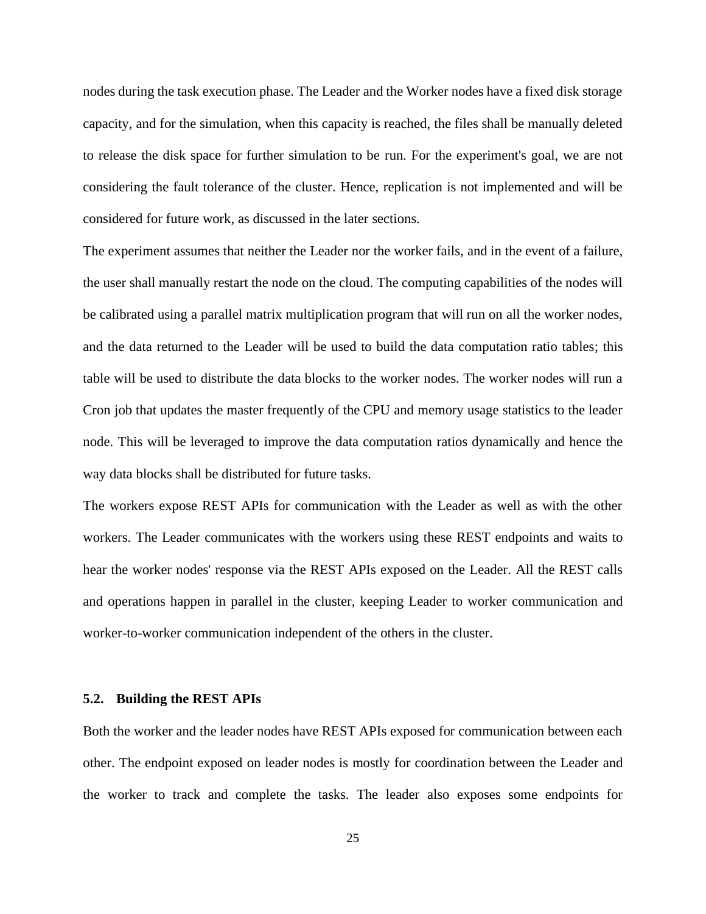nodes during the task execution phase. The Leader and the Worker nodes have a fixed disk storage capacity, and for the simulation, when this capacity is reached, the files shall be manually deleted to release the disk space for further simulation to be run. For the experiment's goal, we are not considering the fault tolerance of the cluster. Hence, replication is not implemented and will be considered for future work, as discussed in the later sections.

The experiment assumes that neither the Leader nor the worker fails, and in the event of a failure, the user shall manually restart the node on the cloud. The computing capabilities of the nodes will be calibrated using a parallel matrix multiplication program that will run on all the worker nodes, and the data returned to the Leader will be used to build the data computation ratio tables; this table will be used to distribute the data blocks to the worker nodes. The worker nodes will run a Cron job that updates the master frequently of the CPU and memory usage statistics to the leader node. This will be leveraged to improve the data computation ratios dynamically and hence the way data blocks shall be distributed for future tasks.

The workers expose REST APIs for communication with the Leader as well as with the other workers. The Leader communicates with the workers using these REST endpoints and waits to hear the worker nodes' response via the REST APIs exposed on the Leader. All the REST calls and operations happen in parallel in the cluster, keeping Leader to worker communication and worker-to-worker communication independent of the others in the cluster.

### 5.2. Building the REST APIs

Both the worker and the leader nodes have REST APIs exposed for communication between each other. The endpoint exposed on leader nodes is mostly for coordination between the Leader and the worker to track and complete the tasks. The leader also exposes some endpoints for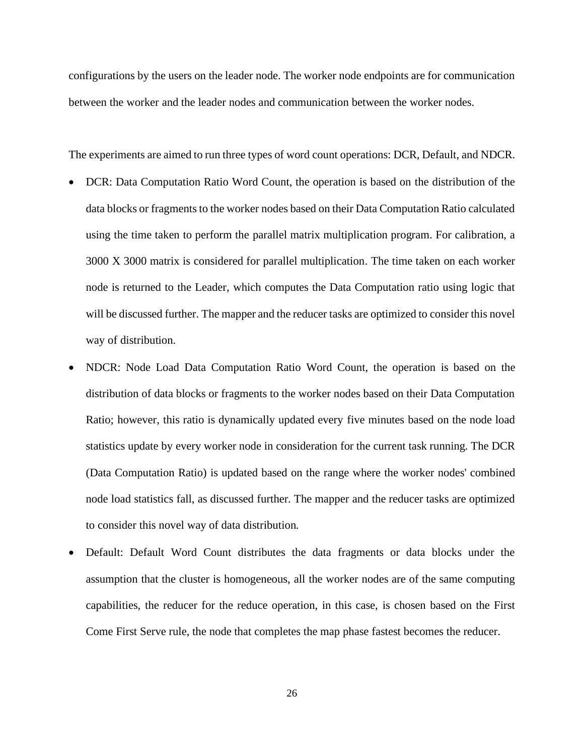configurations by the users on the leader node. The worker node endpoints are for communication between the worker and the leader nodes and communication between the worker nodes.

The experiments are aimed to run three types of word count operations: DCR, Default, and NDCR.

- DCR: Data Computation Ratio Word Count, the operation is based on the distribution of the data blocks or fragments to the worker nodes based on their Data Computation Ratio calculated using the time taken to perform the parallel matrix multiplication program. For calibration, a 3000 X 3000 matrix is considered for parallel multiplication. The time taken on each worker node is returned to the Leader, which computes the Data Computation ratio using logic that will be discussed further. The mapper and the reducer tasks are optimized to consider this novel way of distribution.
- NDCR: Node Load Data Computation Ratio Word Count, the operation is based on the distribution of data blocks or fragments to the worker nodes based on their Data Computation Ratio; however, this ratio is dynamically updated every five minutes based on the node load statistics update by every worker node in consideration for the current task running. The DCR (Data Computation Ratio) is updated based on the range where the worker nodes' combined node load statistics fall, as discussed further. The mapper and the reducer tasks are optimized to consider this novel way of data distribution.
- Default: Default Word Count distributes the data fragments or data blocks under the assumption that the cluster is homogeneous, all the worker nodes are of the same computing capabilities, the reducer for the reduce operation, in this case, is chosen based on the First Come First Serve rule, the node that completes the map phase fastest becomes the reducer.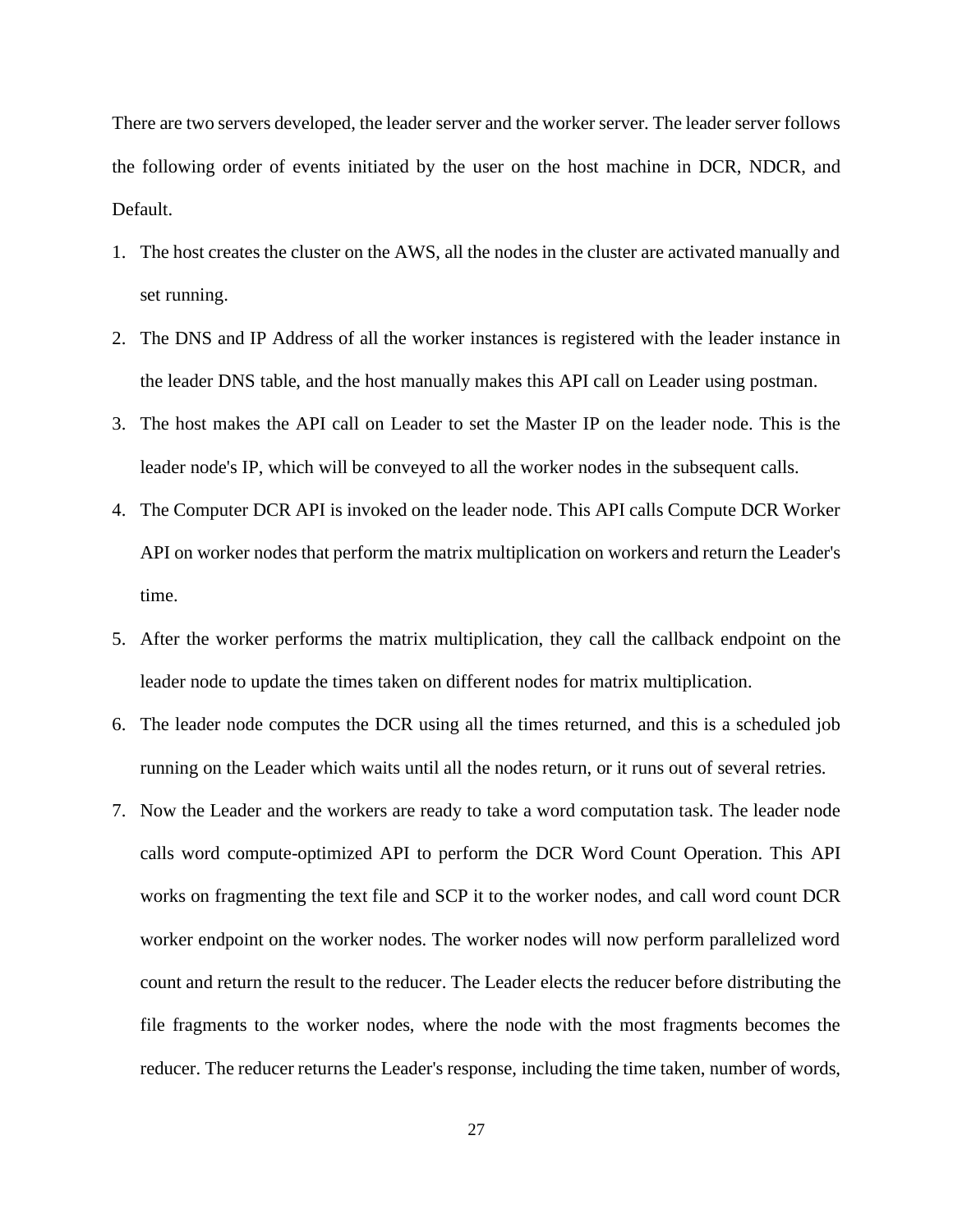There are two servers developed, the leader server and the worker server. The leader server follows the following order of events initiated by the user on the host machine in DCR, NDCR, and Default.

1. The host creates the cluster on the AWS, all the nodes in the cluster are activated manually and set running.
2. The DNS and IP Address of all the worker instances is registered with the leader instance in the leader DNS table, and the host manually makes this API call on Leader using postman.
3. The host makes the API call on Leader to set the Master IP on the leader node. This is the leader node's IP, which will be conveyed to all the worker nodes in the subsequent calls.
4. The Computer DCR API is invoked on the leader node. This API calls Compute DCR Worker API on worker nodes that perform the matrix multiplication on workers and return the Leader's time.
5. After the worker performs the matrix multiplication, they call the callback endpoint on the leader node to update the times taken on different nodes for matrix multiplication.
6. The leader node computes the DCR using all the times returned, and this is a scheduled job running on the Leader which waits until all the nodes return, or it runs out of several retries.
7. Now the Leader and the workers are ready to take a word computation task. The leader node calls word compute-optimized API to perform the DCR Word Count Operation. This API works on fragmenting the text file and SCP it to the worker nodes, and call word count DCR worker endpoint on the worker nodes. The worker nodes will now perform parallelized word count and return the result to the reducer. The Leader elects the reducer before distributing the file fragments to the worker nodes, where the node with the most fragments becomes the reducer. The reducer returns the Leader's response, including the time taken, number of words,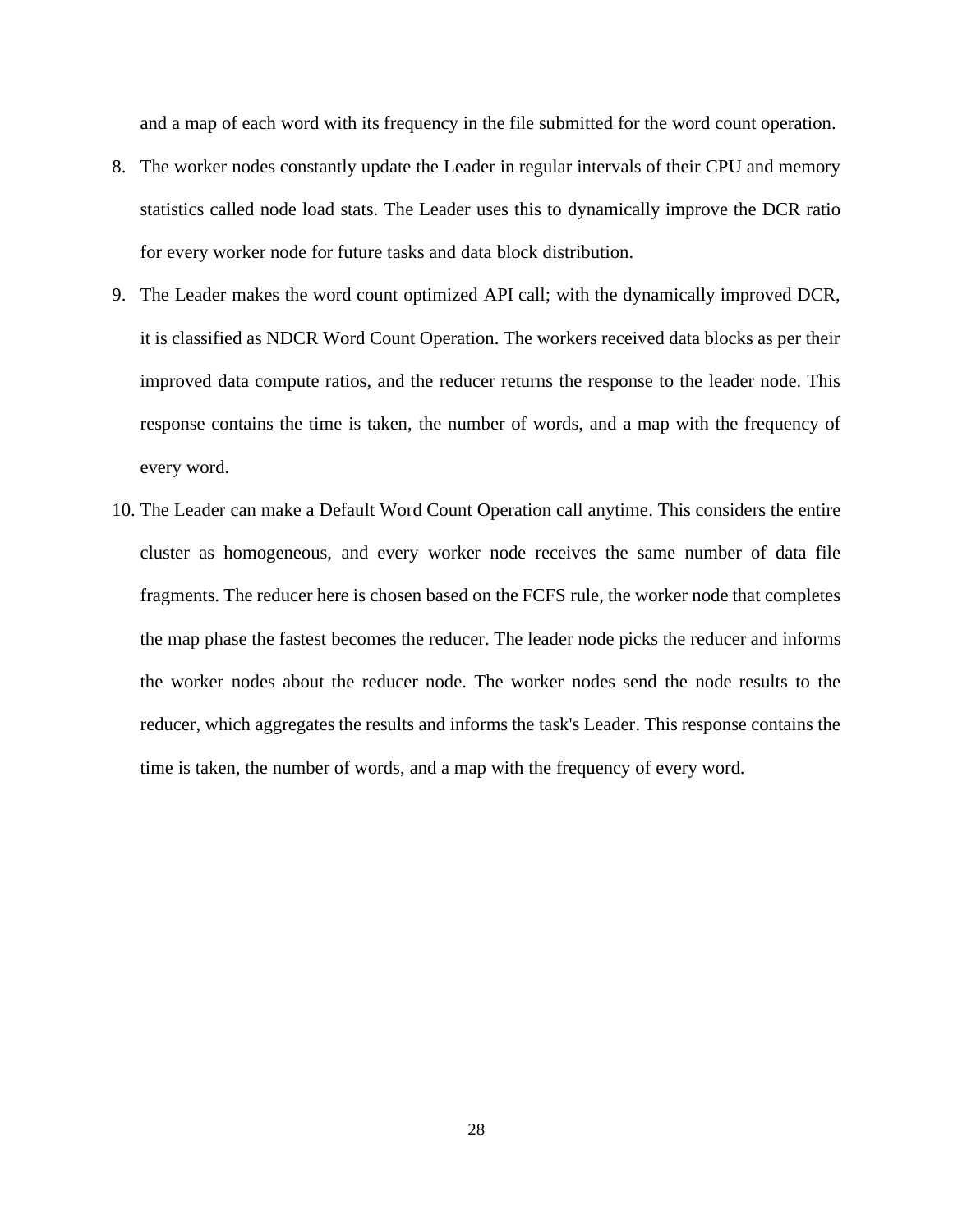and a map of each word with its frequency in the file submitted for the word count operation.

8. The worker nodes constantly update the Leader in regular intervals of their CPU and memory statistics called node load stats. The Leader uses this to dynamically improve the DCR ratio for every worker node for future tasks and data block distribution.
9. The Leader makes the word count optimized API call; with the dynamically improved DCR, it is classified as NDCR Word Count Operation. The workers received data blocks as per their improved data compute ratios, and the reducer returns the response to the leader node. This response contains the time is taken, the number of words, and a map with the frequency of every word.
10. The Leader can make a Default Word Count Operation call anytime. This considers the entire cluster as homogeneous, and every worker node receives the same number of data file fragments. The reducer here is chosen based on the FCFS rule, the worker node that completes the map phase the fastest becomes the reducer. The leader node picks the reducer and informs the worker nodes about the reducer node. The worker nodes send the node results to the reducer, which aggregates the results and informs the task's Leader. This response contains the time is taken, the number of words, and a map with the frequency of every word.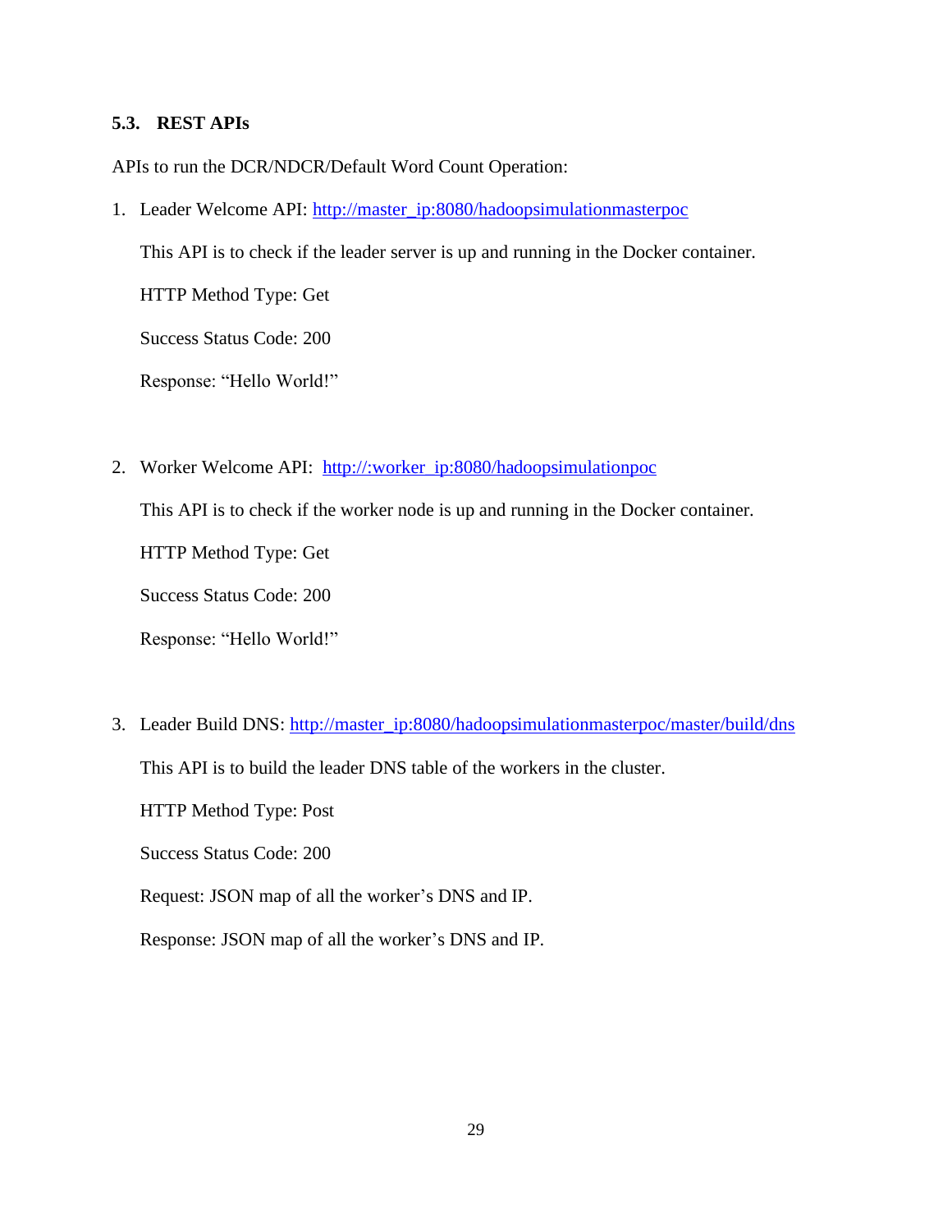### 5.3. REST APIs

APIs to run the DCR/NDCR/Default Word Count Operation:

1. Leader Welcome API: http://master_ip:8080/hadoopsimulationmasterpoc

   This API is to check if the leader server is up and running in the Docker container.

   HTTP Method Type: Get

   Success Status Code: 200

   Response: “Hello World!”

2. Worker Welcome API: http://:worker_ip:8080/hadoopsimulationpoc

   This API is to check if the worker node is up and running in the Docker container.

   HTTP Method Type: Get

   Success Status Code: 200

   Response: “Hello World!”

3. Leader Build DNS: http://master_ip:8080/hadoopsimulationmasterpoc/master/build/dns

   This API is to build the leader DNS table of the workers in the cluster.

   HTTP Method Type: Post

   Success Status Code: 200

   Request: JSON map of all the worker’s DNS and IP.

   Response: JSON map of all the worker’s DNS and IP.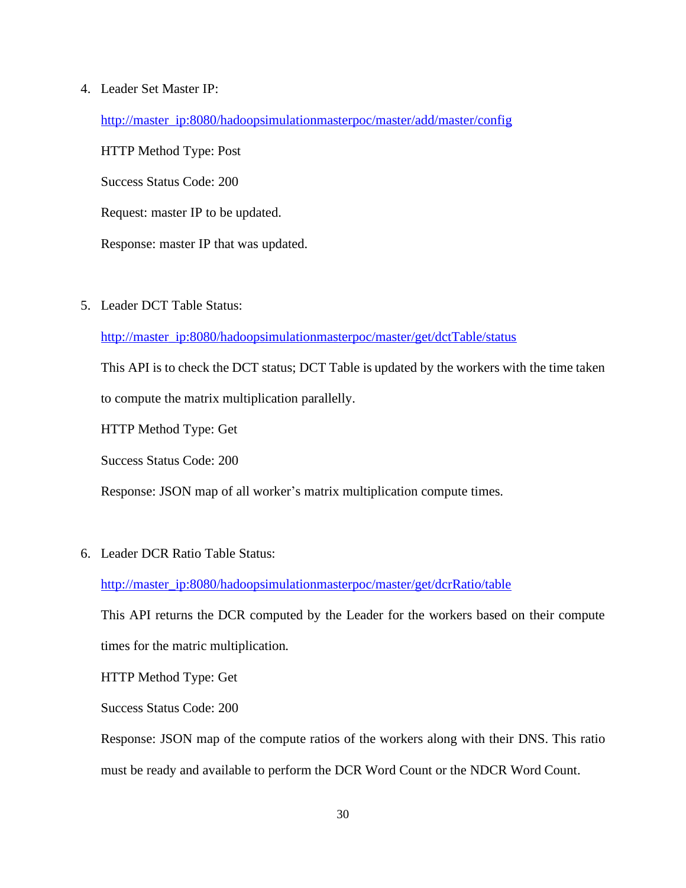4. Leader Set Master IP:

   http://master_ip:8080/hadoopsimulationmasterpoc/master/add/master/config

   HTTP Method Type: Post

   Success Status Code: 200

   Request: master IP to be updated.

   Response: master IP that was updated.

5. Leader DCT Table Status:

   http://master_ip:8080/hadoopsimulationmasterpoc/master/get/dctTable/status

   This API is to check the DCT status; DCT Table is updated by the workers with the time taken to compute the matrix multiplication parallelly.

   HTTP Method Type: Get

   Success Status Code: 200

   Response: JSON map of all worker's matrix multiplication compute times.

6. Leader DCR Ratio Table Status:

   http://master_ip:8080/hadoopsimulationmasterpoc/master/get/dcrRatio/table

   This API returns the DCR computed by the Leader for the workers based on their compute times for the matric multiplication.

   HTTP Method Type: Get

   Success Status Code: 200

   Response: JSON map of the compute ratios of the workers along with their DNS. This ratio must be ready and available to perform the DCR Word Count or the NDCR Word Count.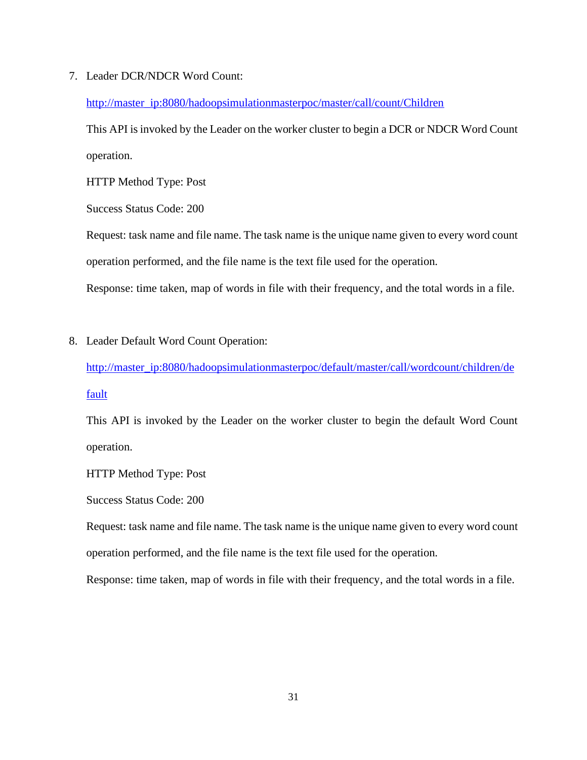7. Leader DCR/NDCR Word Count:

   http://master_ip:8080/hadoopsimulationmasterpoc/master/call/count/Children

   This API is invoked by the Leader on the worker cluster to begin a DCR or NDCR Word Count operation.

   HTTP Method Type: Post

   Success Status Code: 200

   Request: task name and file name. The task name is the unique name given to every word count operation performed, and the file name is the text file used for the operation.

   Response: time taken, map of words in file with their frequency, and the total words in a file.

8. Leader Default Word Count Operation:

   http://master_ip:8080/hadoopsimulationmasterpoc/default/master/call/wordcount/children/default

   This API is invoked by the Leader on the worker cluster to begin the default Word Count operation.

   HTTP Method Type: Post

   Success Status Code: 200

   Request: task name and file name. The task name is the unique name given to every word count operation performed, and the file name is the text file used for the operation.

   Response: time taken, map of words in file with their frequency, and the total words in a file.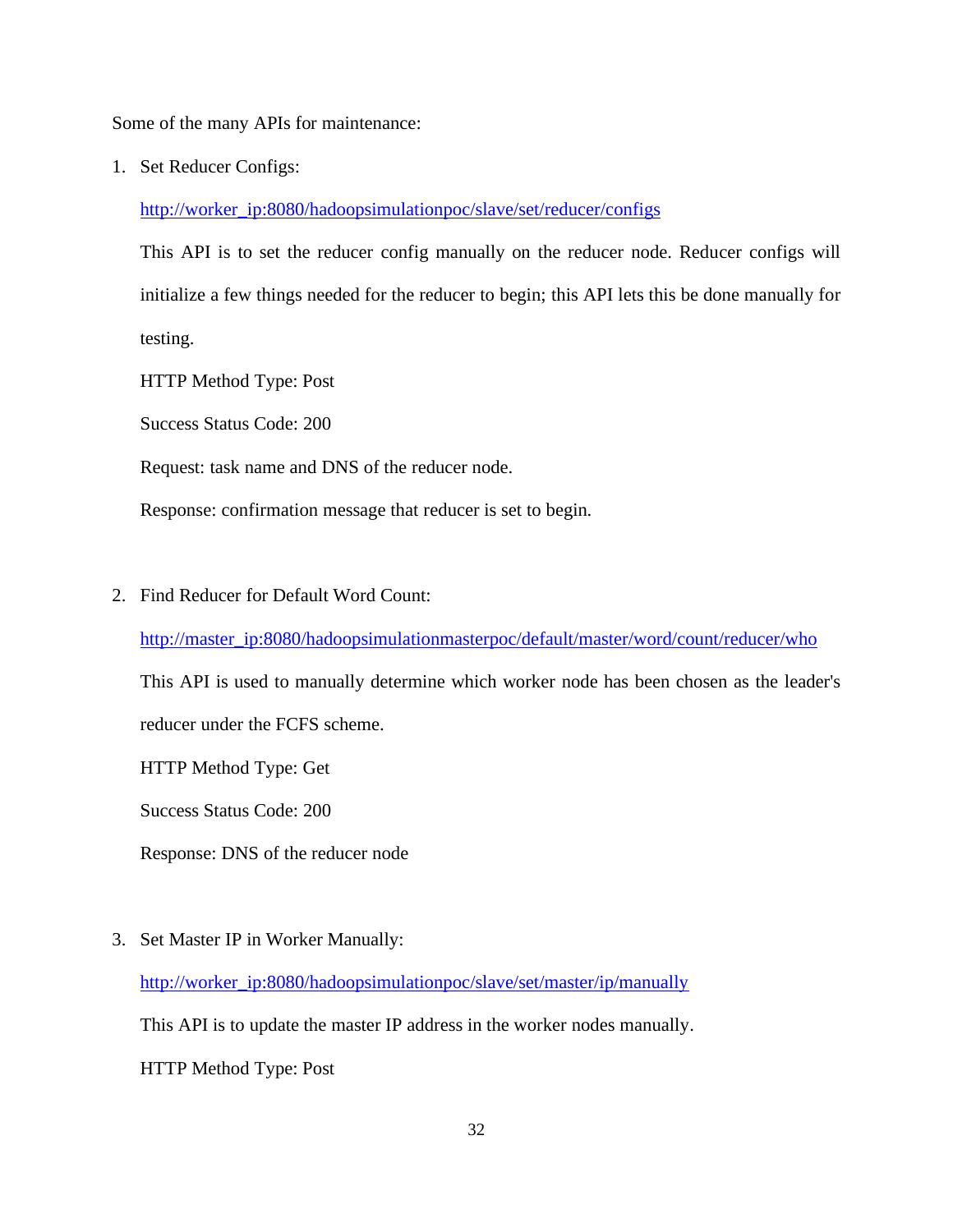Some of the many APIs for maintenance:

1. Set Reducer Configs:

   http://worker_ip:8080/hadoopsimulationpoc/slave/set/reducer/configs

   This API is to set the reducer config manually on the reducer node. Reducer configs will initialize a few things needed for the reducer to begin; this API lets this be done manually for testing.

   HTTP Method Type: Post

   Success Status Code: 200

   Request: task name and DNS of the reducer node.

   Response: confirmation message that reducer is set to begin.

2. Find Reducer for Default Word Count:

   http://master_ip:8080/hadoopsimulationmasterpoc/default/master/word/count/reducer/who

   This API is used to manually determine which worker node has been chosen as the leader's reducer under the FCFS scheme.

   HTTP Method Type: Get

   Success Status Code: 200

   Response: DNS of the reducer node

3. Set Master IP in Worker Manually:

   http://worker_ip:8080/hadoopsimulationpoc/slave/set/master/ip/manually

   This API is to update the master IP address in the worker nodes manually.

   HTTP Method Type: Post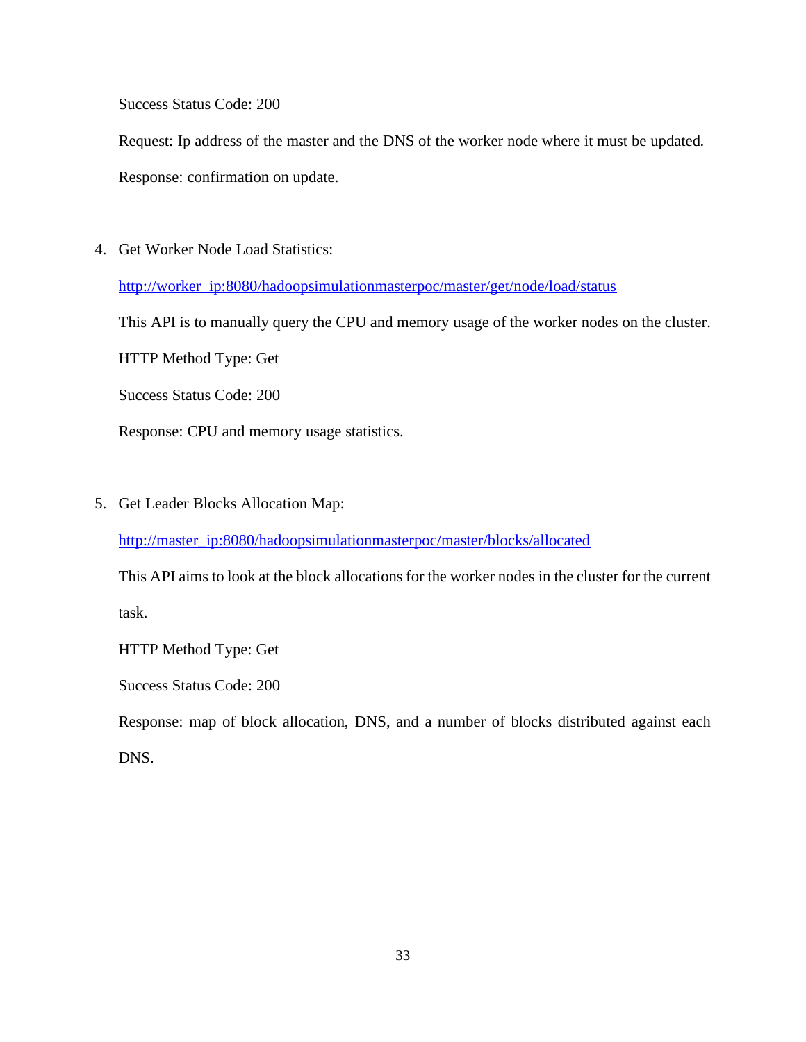Success Status Code: 200

Request: Ip address of the master and the DNS of the worker node where it must be updated.

Response: confirmation on update.

4. Get Worker Node Load Statistics:

   http://worker_ip:8080/hadoopsimulationmasterpoc/master/get/node/load/status

   This API is to manually query the CPU and memory usage of the worker nodes on the cluster.

   HTTP Method Type: Get

   Success Status Code: 200

   Response: CPU and memory usage statistics.

5. Get Leader Blocks Allocation Map:

   http://master_ip:8080/hadoopsimulationmasterpoc/master/blocks/allocated

   This API aims to look at the block allocations for the worker nodes in the cluster for the current task.

   HTTP Method Type: Get

   Success Status Code: 200

   Response: map of block allocation, DNS, and a number of blocks distributed against each DNS.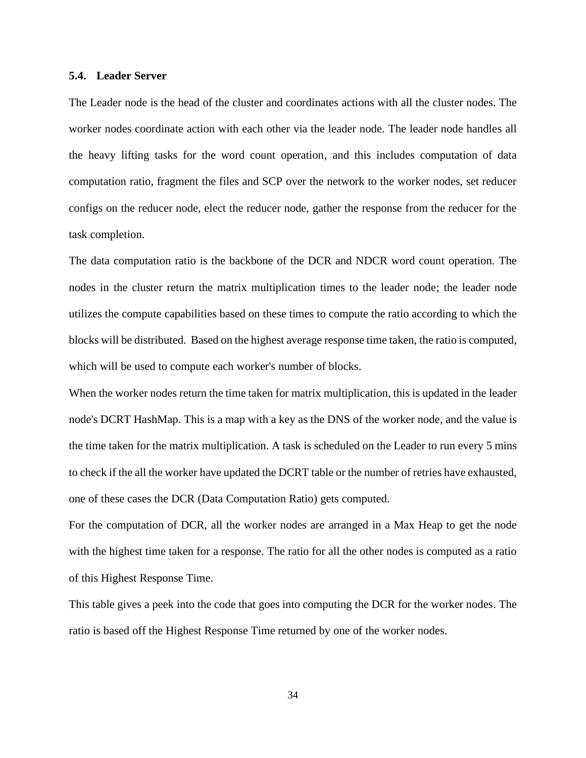### 5.4. Leader Server

The Leader node is the head of the cluster and coordinates actions with all the cluster nodes. The worker nodes coordinate action with each other via the leader node. The leader node handles all the heavy lifting tasks for the word count operation, and this includes computation of data computation ratio, fragment the files and SCP over the network to the worker nodes, set reducer configs on the reducer node, elect the reducer node, gather the response from the reducer for the task completion.

The data computation ratio is the backbone of the DCR and NDCR word count operation. The nodes in the cluster return the matrix multiplication times to the leader node; the leader node utilizes the compute capabilities based on these times to compute the ratio according to which the blocks will be distributed. Based on the highest average response time taken, the ratio is computed, which will be used to compute each worker's number of blocks.

When the worker nodes return the time taken for matrix multiplication, this is updated in the leader node's DCRT HashMap. This is a map with a key as the DNS of the worker node, and the value is the time taken for the matrix multiplication. A task is scheduled on the Leader to run every 5 mins to check if the all the worker have updated the DCRT table or the number of retries have exhausted, one of these cases the DCR (Data Computation Ratio) gets computed.

For the computation of DCR, all the worker nodes are arranged in a Max Heap to get the node with the highest time taken for a response. The ratio for all the other nodes is computed as a ratio of this Highest Response Time.

This table gives a peek into the code that goes into computing the DCR for the worker nodes. The ratio is based off the Highest Response Time returned by one of the worker nodes.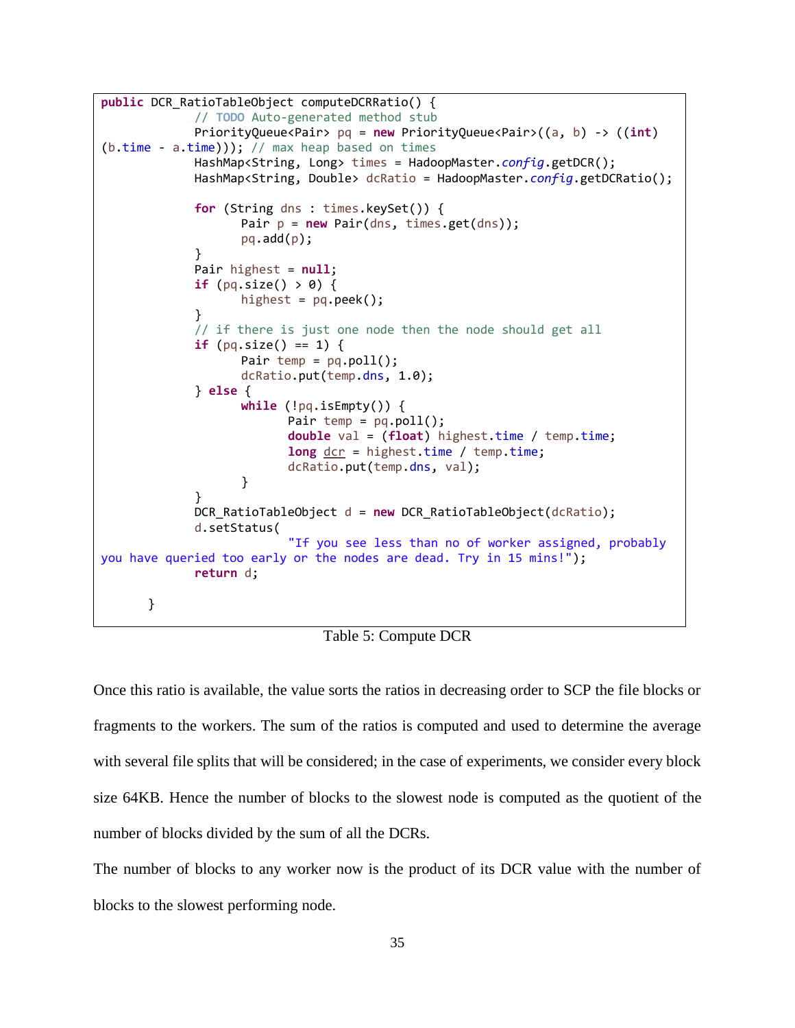```java
public DCR_RatioTableObject computeDCRRatio() {
		// TODO Auto-generated method stub
		PriorityQueue<Pair> pq = new PriorityQueue<Pair>((a, b) -> ((int)
(b.time - a.time))); // max heap based on times
		HashMap<String, Long> times = HadoopMaster.config.getDCR();
		HashMap<String, Double> dcRatio = HadoopMaster.config.getDCRatio();

		for (String dns : times.keySet()) {
			Pair p = new Pair(dns, times.get(dns));
			pq.add(p);
		}
		Pair highest = null;
		if (pq.size() > 0) {
			highest = pq.peek();
		}
		// if there is just one node then the node should get all
		if (pq.size() == 1) {
			Pair temp = pq.poll();
			dcRatio.put(temp.dns, 1.0);
		} else {
			while (!pq.isEmpty()) {
				Pair temp = pq.poll();
				double val = (float) highest.time / temp.time;
				long dcr = highest.time / temp.time;
				dcRatio.put(temp.dns, val);
			}
		}
		DCR_RatioTableObject d = new DCR_RatioTableObject(dcRatio);
		d.setStatus(
				"If you see less than no of worker assigned, probably
you have queried too early or the nodes are dead. Try in 15 mins!");
		return d;

	}
```

Table 5: Compute DCR

Once this ratio is available, the value sorts the ratios in decreasing order to SCP the file blocks or fragments to the workers. The sum of the ratios is computed and used to determine the average with several file splits that will be considered; in the case of experiments, we consider every block size 64KB. Hence the number of blocks to the slowest node is computed as the quotient of the number of blocks divided by the sum of all the DCRs.

The number of blocks to any worker now is the product of its DCR value with the number of blocks to the slowest performing node.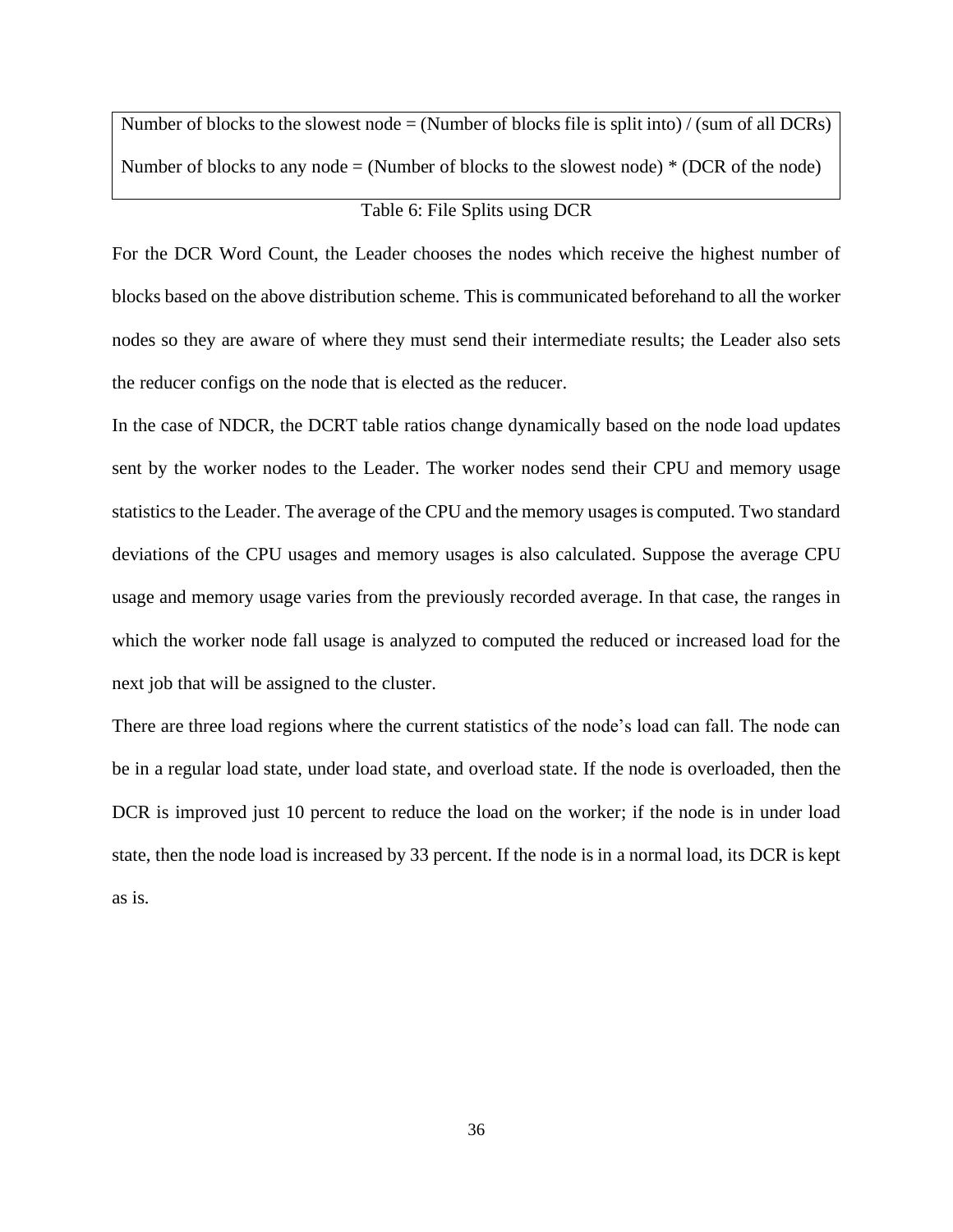Number of blocks to the slowest node = (Number of blocks file is split into) / (sum of all DCRs)

Number of blocks to any node = (Number of blocks to the slowest node) * (DCR of the node)

Table 6: File Splits using DCR

For the DCR Word Count, the Leader chooses the nodes which receive the highest number of blocks based on the above distribution scheme. This is communicated beforehand to all the worker nodes so they are aware of where they must send their intermediate results; the Leader also sets the reducer configs on the node that is elected as the reducer.

In the case of NDCR, the DCRT table ratios change dynamically based on the node load updates sent by the worker nodes to the Leader. The worker nodes send their CPU and memory usage statistics to the Leader. The average of the CPU and the memory usages is computed. Two standard deviations of the CPU usages and memory usages is also calculated. Suppose the average CPU usage and memory usage varies from the previously recorded average. In that case, the ranges in which the worker node fall usage is analyzed to computed the reduced or increased load for the next job that will be assigned to the cluster.

There are three load regions where the current statistics of the node's load can fall. The node can be in a regular load state, under load state, and overload state. If the node is overloaded, then the DCR is improved just 10 percent to reduce the load on the worker; if the node is in under load state, then the node load is increased by 33 percent. If the node is in a normal load, its DCR is kept as is.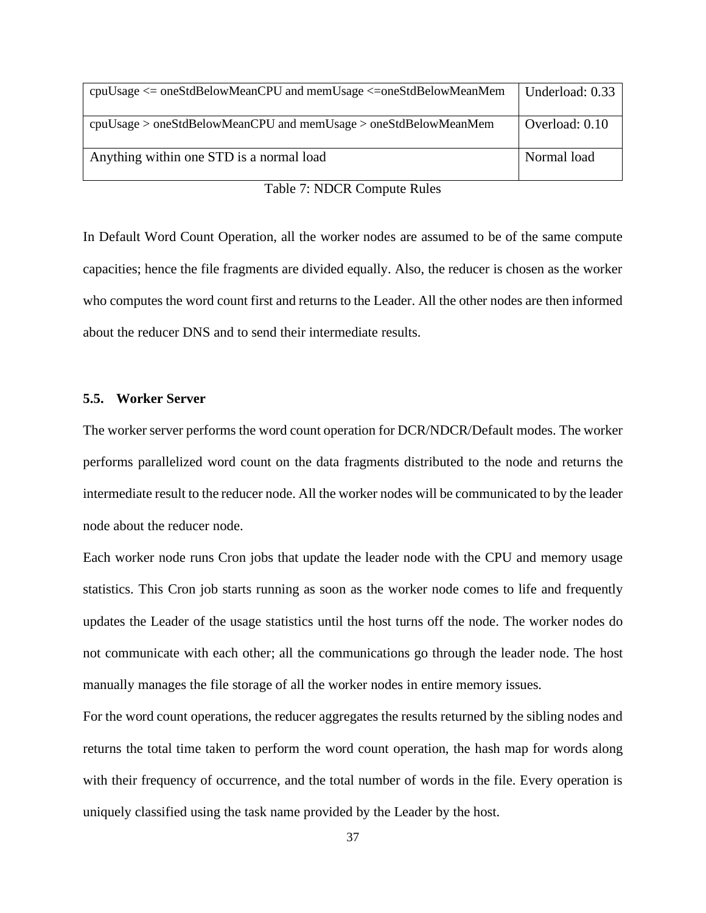| cpuUsage <= oneStdBelowMeanCPU and memUsage <=oneStdBelowMeanMem | Underload: 0.33 |
|---|---|
| cpuUsage > oneStdBelowMeanCPU and memUsage > oneStdBelowMeanMem | Overload: 0.10 |
| Anything within one STD is a normal load | Normal load |

Table 7: NDCR Compute Rules

In Default Word Count Operation, all the worker nodes are assumed to be of the same compute capacities; hence the file fragments are divided equally. Also, the reducer is chosen as the worker who computes the word count first and returns to the Leader. All the other nodes are then informed about the reducer DNS and to send their intermediate results.

### 5.5. Worker Server

The worker server performs the word count operation for DCR/NDCR/Default modes. The worker performs parallelized word count on the data fragments distributed to the node and returns the intermediate result to the reducer node. All the worker nodes will be communicated to by the leader node about the reducer node.

Each worker node runs Cron jobs that update the leader node with the CPU and memory usage statistics. This Cron job starts running as soon as the worker node comes to life and frequently updates the Leader of the usage statistics until the host turns off the node. The worker nodes do not communicate with each other; all the communications go through the leader node. The host manually manages the file storage of all the worker nodes in entire memory issues.

For the word count operations, the reducer aggregates the results returned by the sibling nodes and returns the total time taken to perform the word count operation, the hash map for words along with their frequency of occurrence, and the total number of words in the file. Every operation is uniquely classified using the task name provided by the Leader by the host.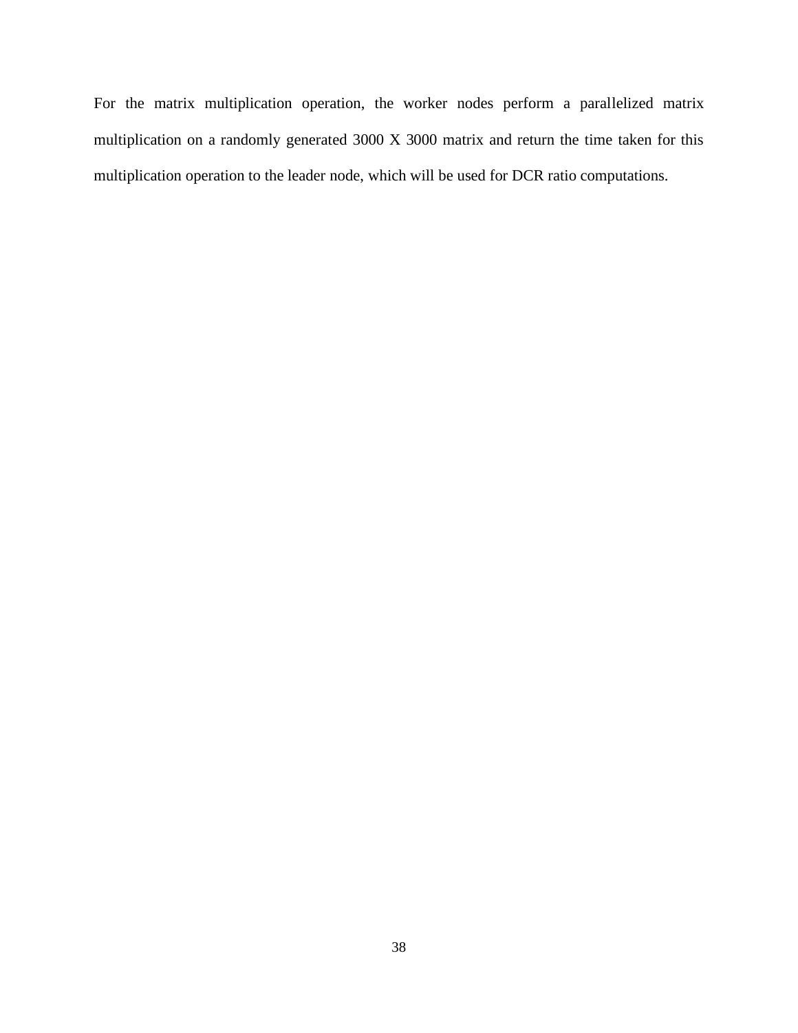For the matrix multiplication operation, the worker nodes perform a parallelized matrix multiplication on a randomly generated 3000 X 3000 matrix and return the time taken for this multiplication operation to the leader node, which will be used for DCR ratio computations.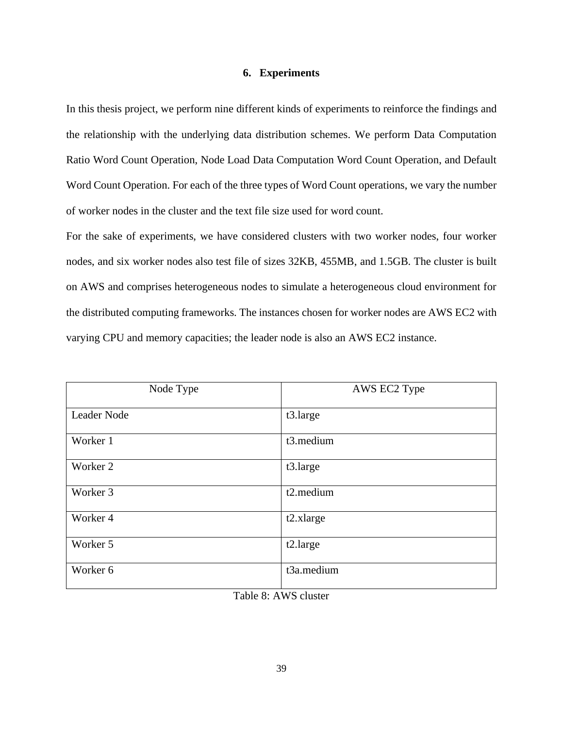# 6. Experiments

In this thesis project, we perform nine different kinds of experiments to reinforce the findings and the relationship with the underlying data distribution schemes. We perform Data Computation Ratio Word Count Operation, Node Load Data Computation Word Count Operation, and Default Word Count Operation. For each of the three types of Word Count operations, we vary the number of worker nodes in the cluster and the text file size used for word count.

For the sake of experiments, we have considered clusters with two worker nodes, four worker nodes, and six worker nodes also test file of sizes 32KB, 455MB, and 1.5GB. The cluster is built on AWS and comprises heterogeneous nodes to simulate a heterogeneous cloud environment for the distributed computing frameworks. The instances chosen for worker nodes are AWS EC2 with varying CPU and memory capacities; the leader node is also an AWS EC2 instance.

| Node Type | AWS EC2 Type |
| --- | --- |
| Leader Node | t3.large |
| Worker 1 | t3.medium |
| Worker 2 | t3.large |
| Worker 3 | t2.medium |
| Worker 4 | t2.xlarge |
| Worker 5 | t2.large |
| Worker 6 | t3a.medium |

Table 8: AWS cluster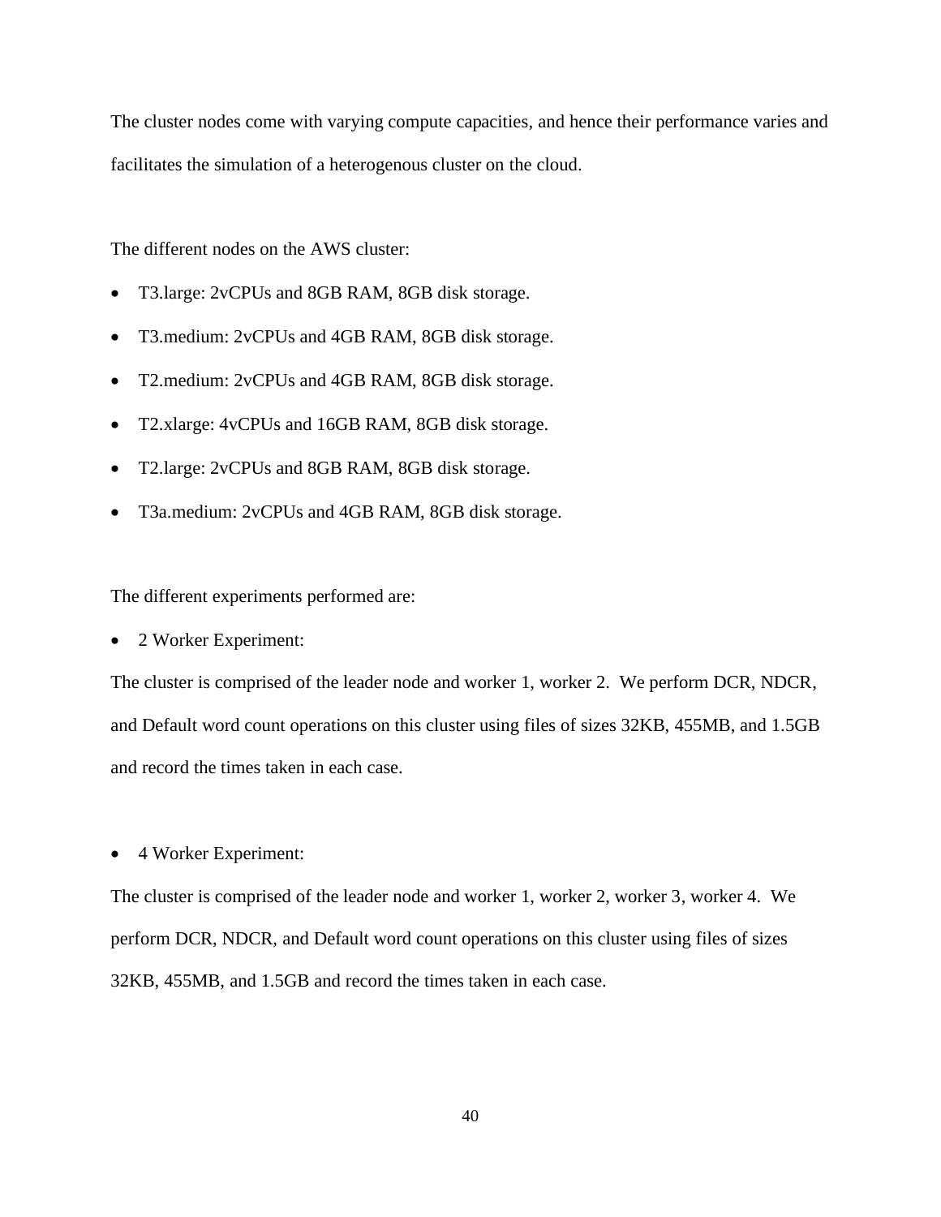The cluster nodes come with varying compute capacities, and hence their performance varies and facilitates the simulation of a heterogenous cluster on the cloud.

The different nodes on the AWS cluster:

- T3.large: 2vCPUs and 8GB RAM, 8GB disk storage.
- T3.medium: 2vCPUs and 4GB RAM, 8GB disk storage.
- T2.medium: 2vCPUs and 4GB RAM, 8GB disk storage.
- T2.xlarge: 4vCPUs and 16GB RAM, 8GB disk storage.
- T2.large: 2vCPUs and 8GB RAM, 8GB disk storage.
- T3a.medium: 2vCPUs and 4GB RAM, 8GB disk storage.

The different experiments performed are:

- 2 Worker Experiment:

The cluster is comprised of the leader node and worker 1, worker 2. We perform DCR, NDCR, and Default word count operations on this cluster using files of sizes 32KB, 455MB, and 1.5GB and record the times taken in each case.

- 4 Worker Experiment:

The cluster is comprised of the leader node and worker 1, worker 2, worker 3, worker 4. We perform DCR, NDCR, and Default word count operations on this cluster using files of sizes 32KB, 455MB, and 1.5GB and record the times taken in each case.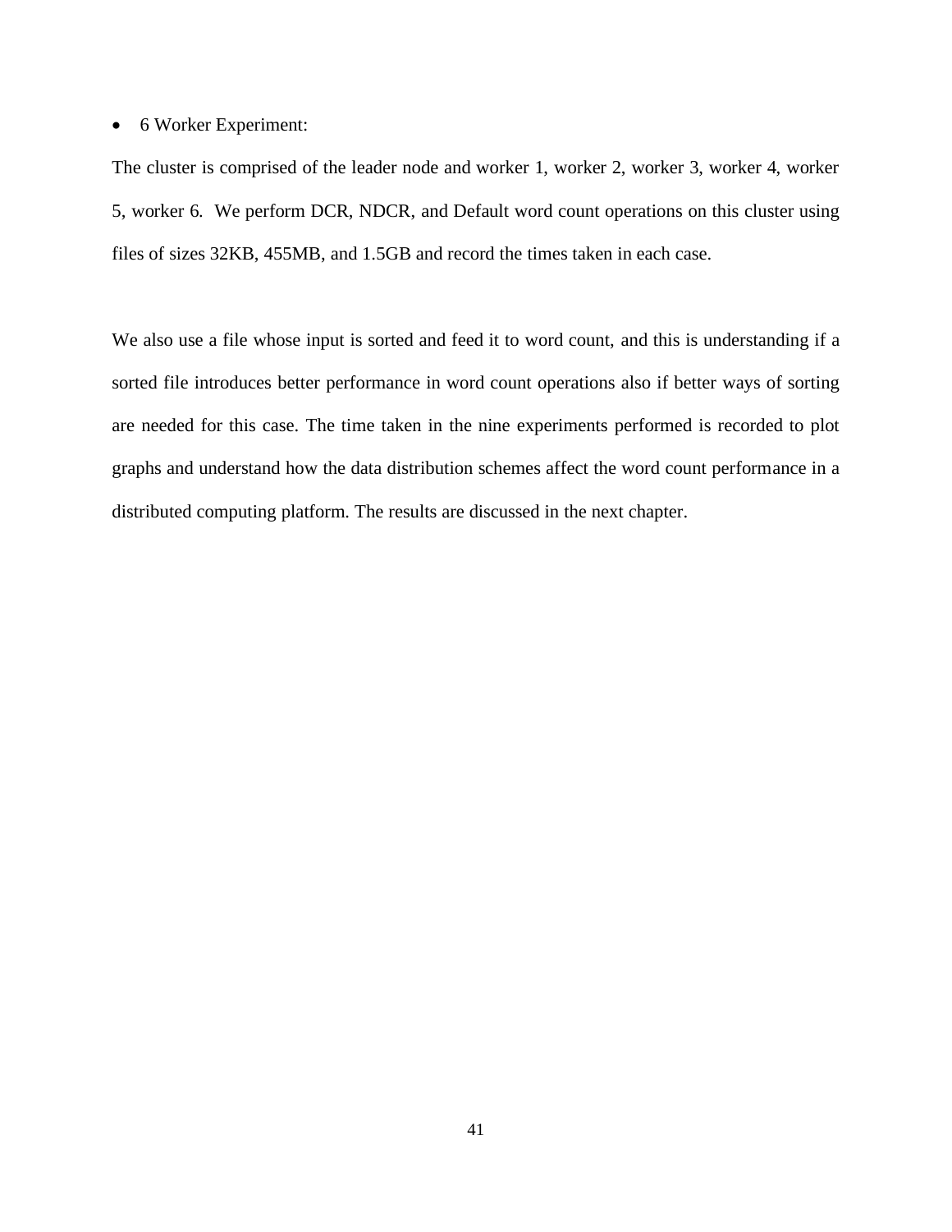- 6 Worker Experiment:

The cluster is comprised of the leader node and worker 1, worker 2, worker 3, worker 4, worker 5, worker 6. We perform DCR, NDCR, and Default word count operations on this cluster using files of sizes 32KB, 455MB, and 1.5GB and record the times taken in each case.

We also use a file whose input is sorted and feed it to word count, and this is understanding if a sorted file introduces better performance in word count operations also if better ways of sorting are needed for this case. The time taken in the nine experiments performed is recorded to plot graphs and understand how the data distribution schemes affect the word count performance in a distributed computing platform. The results are discussed in the next chapter.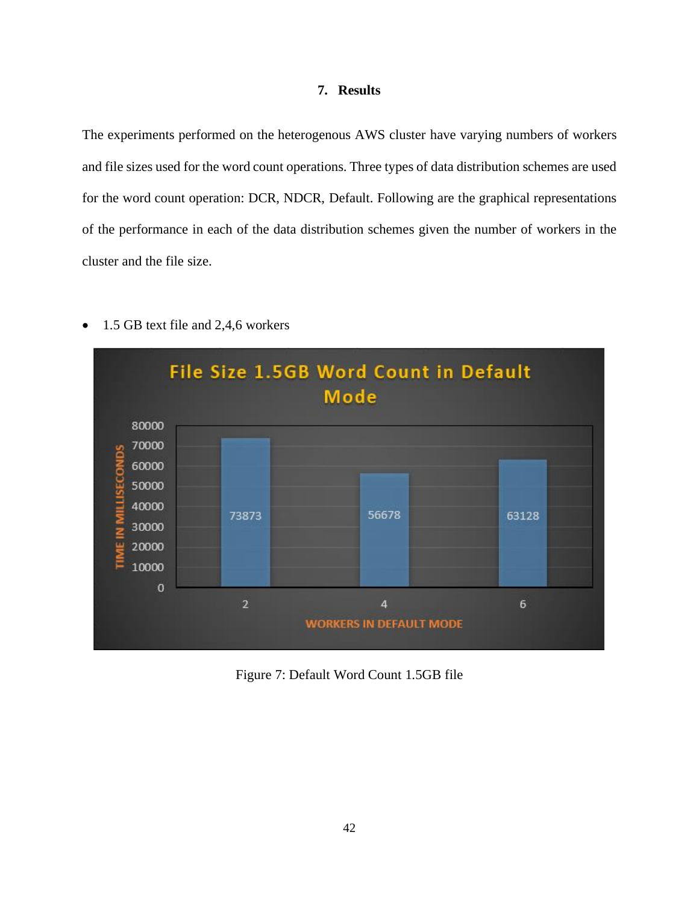# 7. Results

The experiments performed on the heterogenous AWS cluster have varying numbers of workers and file sizes used for the word count operations. Three types of data distribution schemes are used for the word count operation: DCR, NDCR, Default. Following are the graphical representations of the performance in each of the data distribution schemes given the number of workers in the cluster and the file size.

- 1.5 GB text file and 2,4,6 workers

Figure 7: Default Word Count 1.5GB file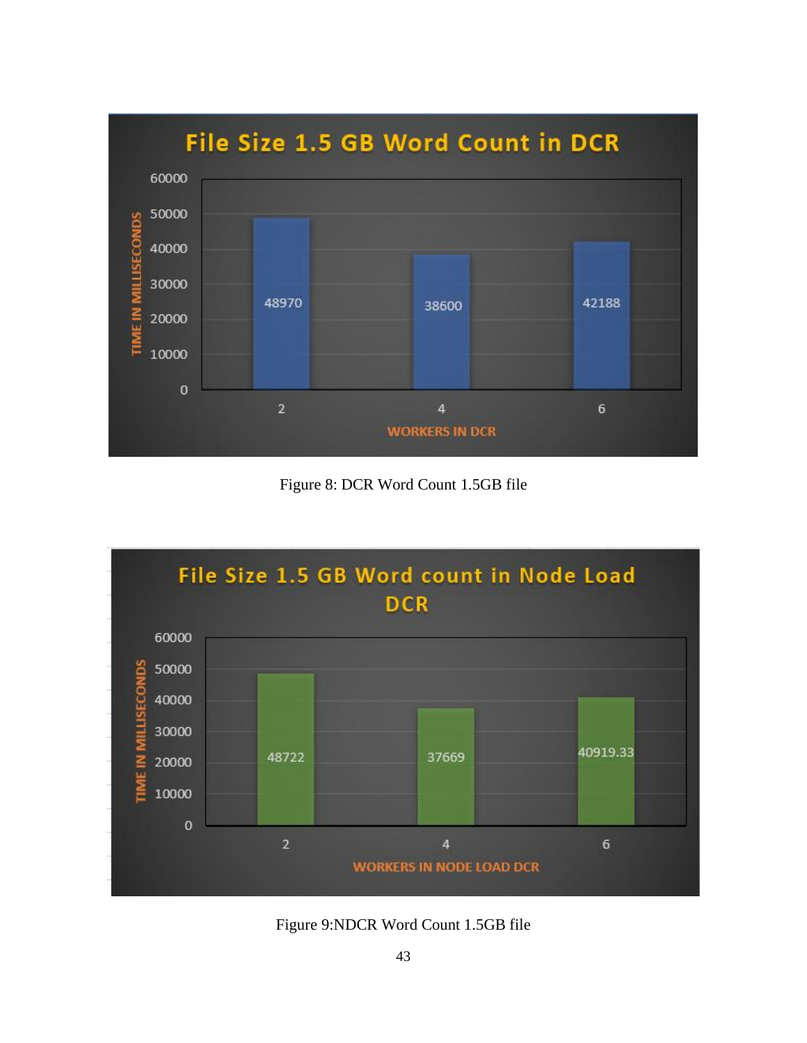Figure 8: DCR Word Count 1.5GB file

Figure 9:NDCR Word Count 1.5GB file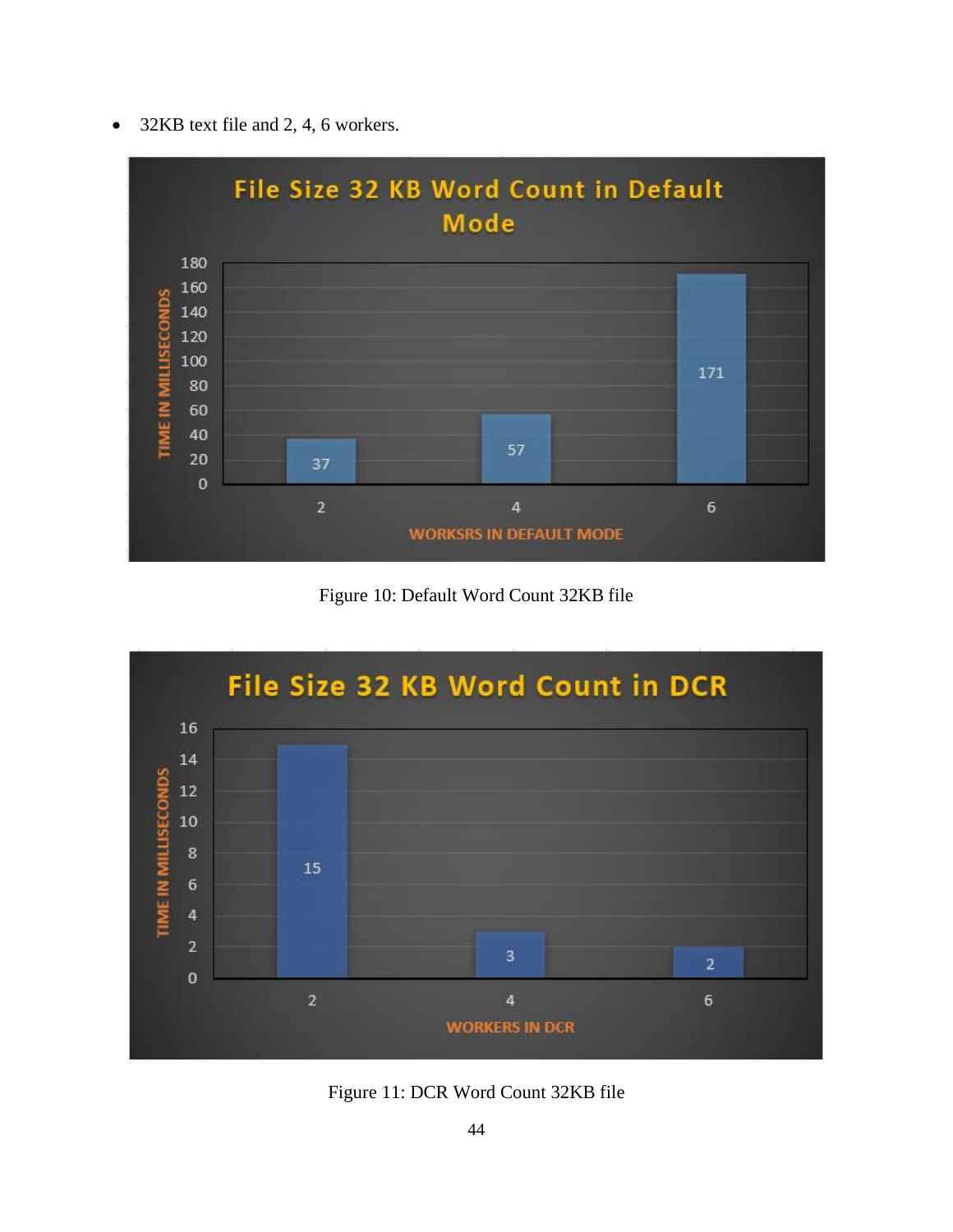- 32KB text file and 2, 4, 6 workers.

Figure 10: Default Word Count 32KB file

Figure 11: DCR Word Count 32KB file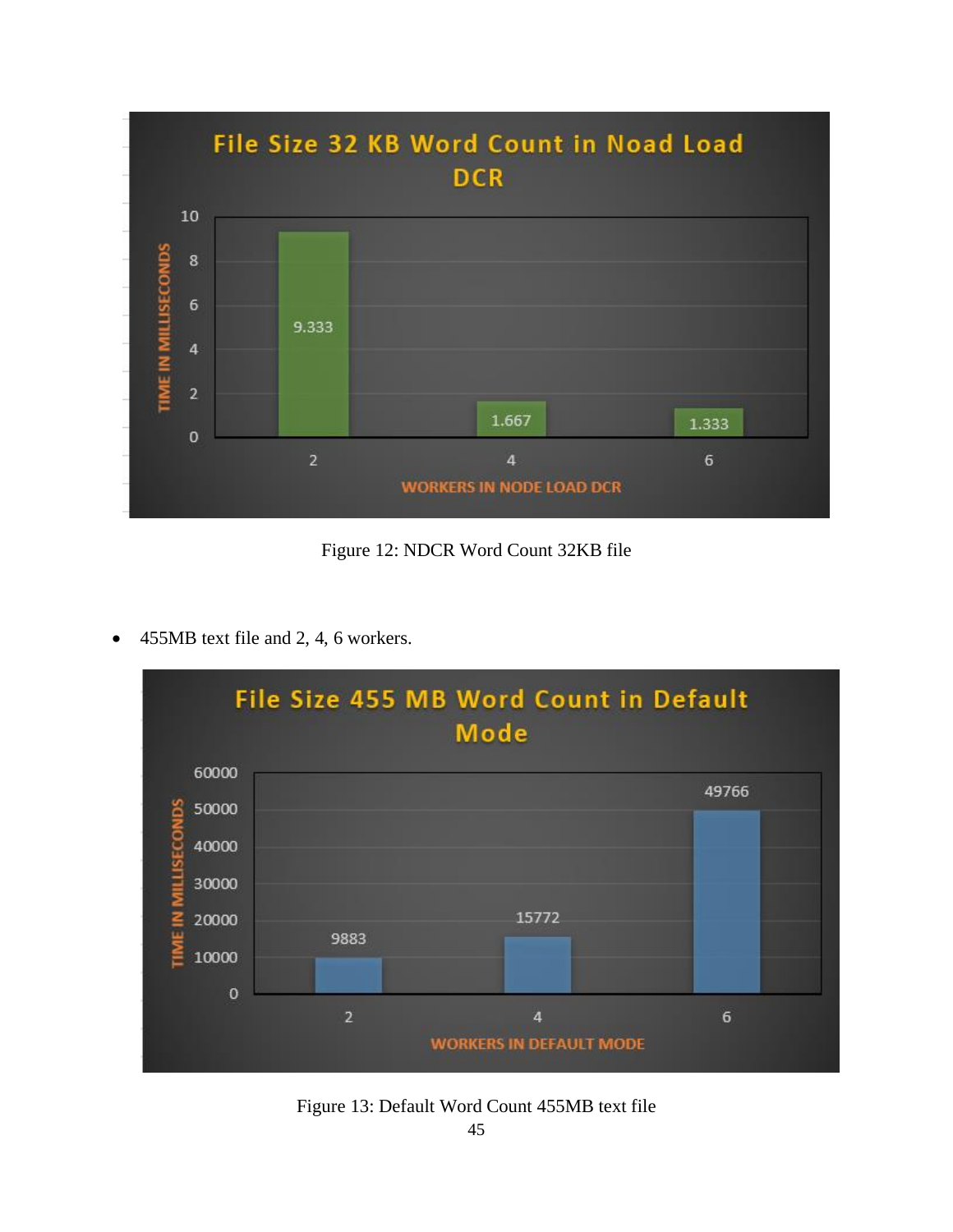Figure 12: NDCR Word Count 32KB file

- 455MB text file and 2, 4, 6 workers.

Figure 13: Default Word Count 455MB text file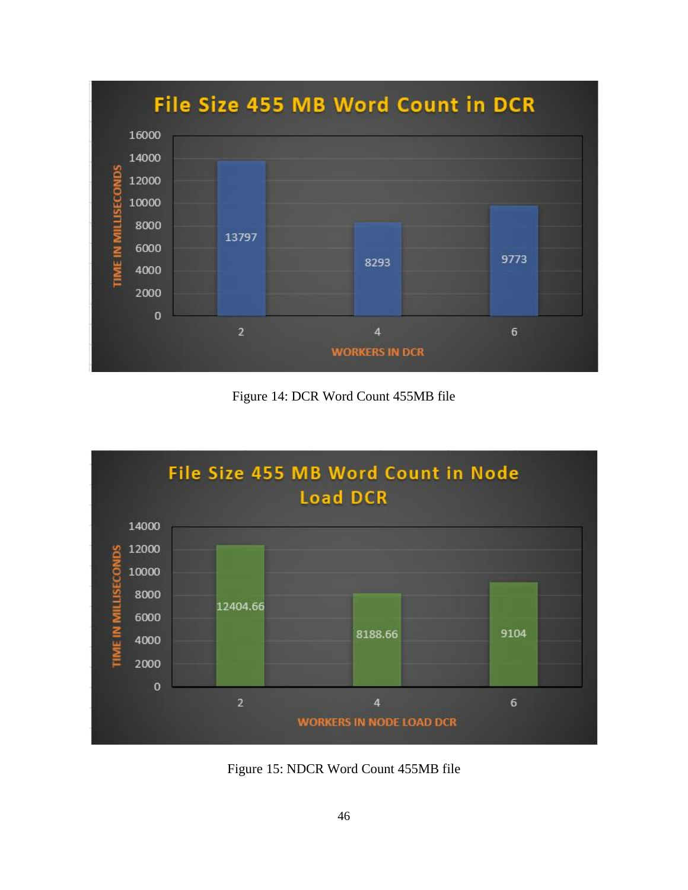Figure 14: DCR Word Count 455MB file

Figure 15: NDCR Word Count 455MB file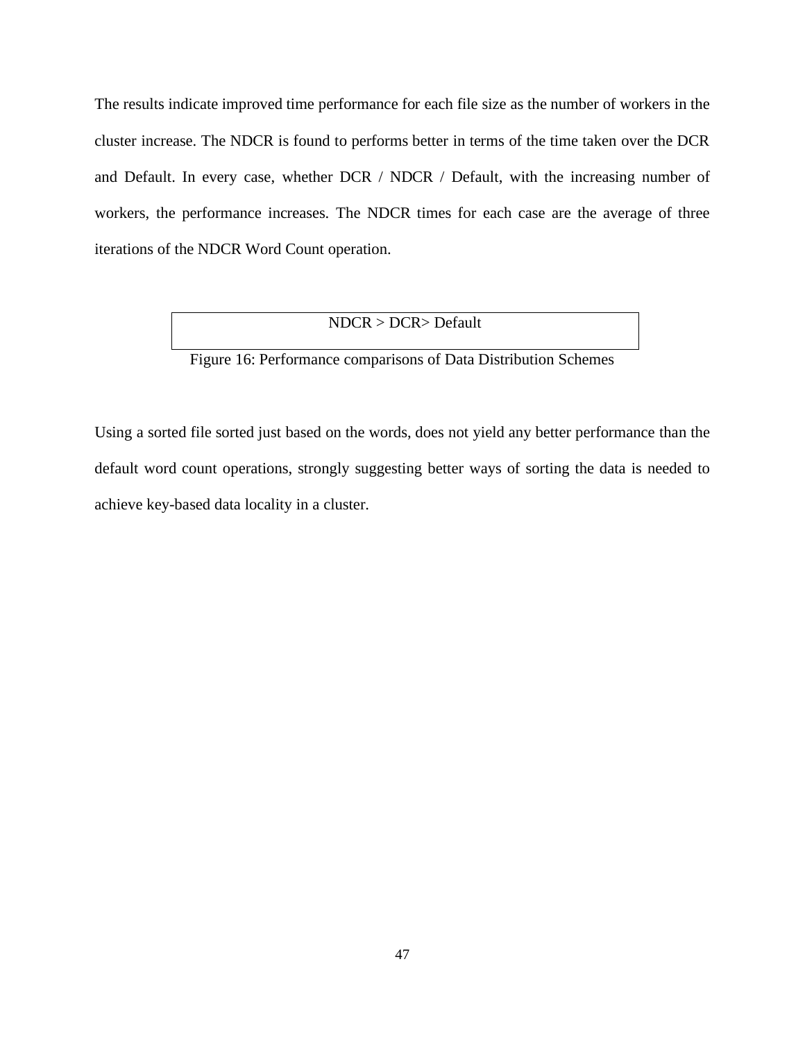The results indicate improved time performance for each file size as the number of workers in the cluster increase. The NDCR is found to performs better in terms of the time taken over the DCR and Default. In every case, whether DCR / NDCR / Default, with the increasing number of workers, the performance increases. The NDCR times for each case are the average of three iterations of the NDCR Word Count operation.

| NDCR > DCR> Default |
| --- |

Figure 16: Performance comparisons of Data Distribution Schemes

Using a sorted file sorted just based on the words, does not yield any better performance than the default word count operations, strongly suggesting better ways of sorting the data is needed to achieve key-based data locality in a cluster.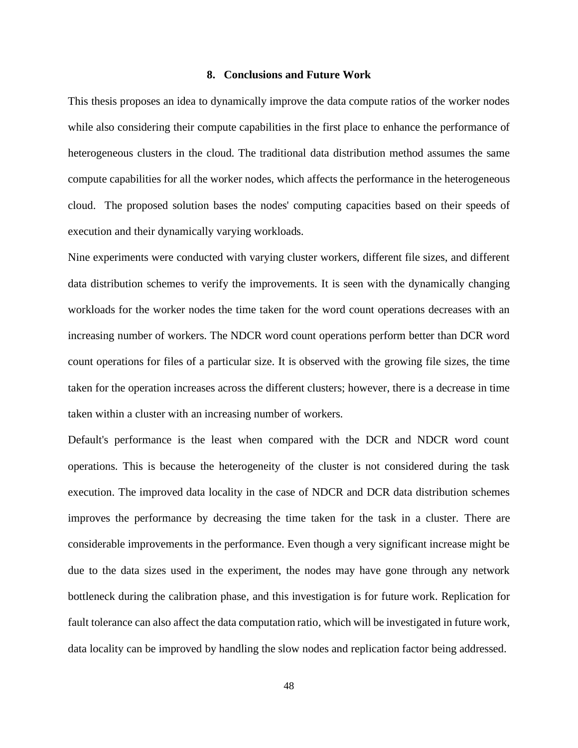# 8. Conclusions and Future Work

This thesis proposes an idea to dynamically improve the data compute ratios of the worker nodes while also considering their compute capabilities in the first place to enhance the performance of heterogeneous clusters in the cloud. The traditional data distribution method assumes the same compute capabilities for all the worker nodes, which affects the performance in the heterogeneous cloud. The proposed solution bases the nodes' computing capacities based on their speeds of execution and their dynamically varying workloads.

Nine experiments were conducted with varying cluster workers, different file sizes, and different data distribution schemes to verify the improvements. It is seen with the dynamically changing workloads for the worker nodes the time taken for the word count operations decreases with an increasing number of workers. The NDCR word count operations perform better than DCR word count operations for files of a particular size. It is observed with the growing file sizes, the time taken for the operation increases across the different clusters; however, there is a decrease in time taken within a cluster with an increasing number of workers.

Default's performance is the least when compared with the DCR and NDCR word count operations. This is because the heterogeneity of the cluster is not considered during the task execution. The improved data locality in the case of NDCR and DCR data distribution schemes improves the performance by decreasing the time taken for the task in a cluster. There are considerable improvements in the performance. Even though a very significant increase might be due to the data sizes used in the experiment, the nodes may have gone through any network bottleneck during the calibration phase, and this investigation is for future work. Replication for fault tolerance can also affect the data computation ratio, which will be investigated in future work, data locality can be improved by handling the slow nodes and replication factor being addressed.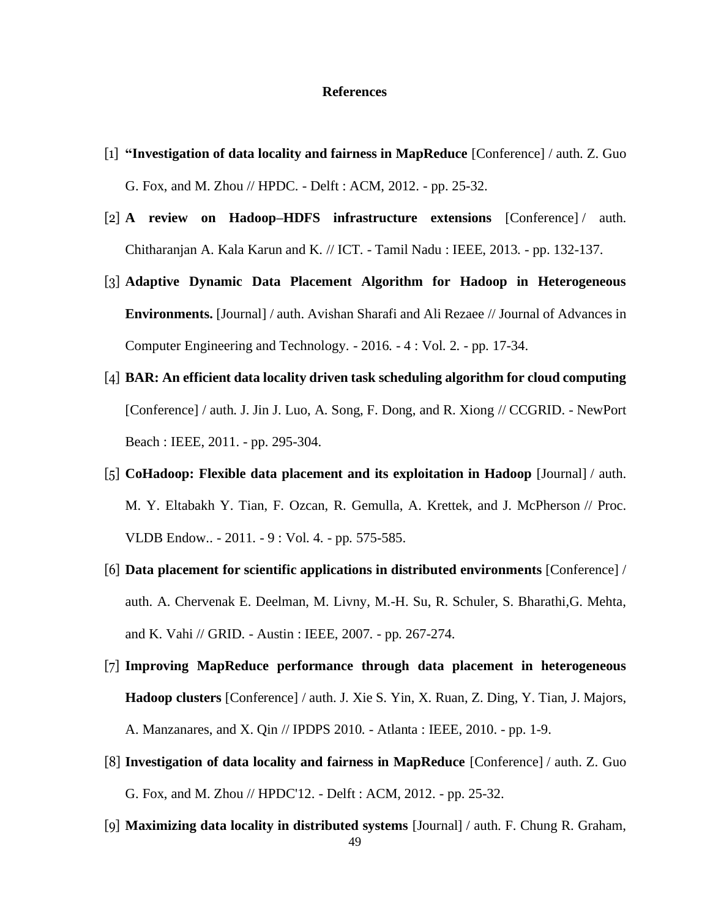# References

[1] **"Investigation of data locality and fairness in MapReduce** [Conference] / auth. Z. Guo G. Fox, and M. Zhou // HPDC. - Delft : ACM, 2012. - pp. 25-32.

[2] **A review on Hadoop–HDFS infrastructure extensions** [Conference] / auth. Chitharanjan A. Kala Karun and K. // ICT. - Tamil Nadu : IEEE, 2013. - pp. 132-137.

[3] **Adaptive Dynamic Data Placement Algorithm for Hadoop in Heterogeneous Environments.** [Journal] / auth. Avishan Sharafi and Ali Rezaee // Journal of Advances in Computer Engineering and Technology. - 2016. - 4 : Vol. 2. - pp. 17-34.

[4] **BAR: An efficient data locality driven task scheduling algorithm for cloud computing** [Conference] / auth. J. Jin J. Luo, A. Song, F. Dong, and R. Xiong // CCGRID. - NewPort Beach : IEEE, 2011. - pp. 295-304.

[5] **CoHadoop: Flexible data placement and its exploitation in Hadoop** [Journal] / auth. M. Y. Eltabakh Y. Tian, F. Ozcan, R. Gemulla, A. Krettek, and J. McPherson // Proc. VLDB Endow.. - 2011. - 9 : Vol. 4. - pp. 575-585.

[6] **Data placement for scientific applications in distributed environments** [Conference] / auth. A. Chervenak E. Deelman, M. Livny, M.-H. Su, R. Schuler, S. Bharathi,G. Mehta, and K. Vahi // GRID. - Austin : IEEE, 2007. - pp. 267-274.

[7] **Improving MapReduce performance through data placement in heterogeneous Hadoop clusters** [Conference] / auth. J. Xie S. Yin, X. Ruan, Z. Ding, Y. Tian, J. Majors, A. Manzanares, and X. Qin // IPDPS 2010. - Atlanta : IEEE, 2010. - pp. 1-9.

[8] **Investigation of data locality and fairness in MapReduce** [Conference] / auth. Z. Guo G. Fox, and M. Zhou // HPDC'12. - Delft : ACM, 2012. - pp. 25-32.

[9] **Maximizing data locality in distributed systems** [Journal] / auth. F. Chung R. Graham,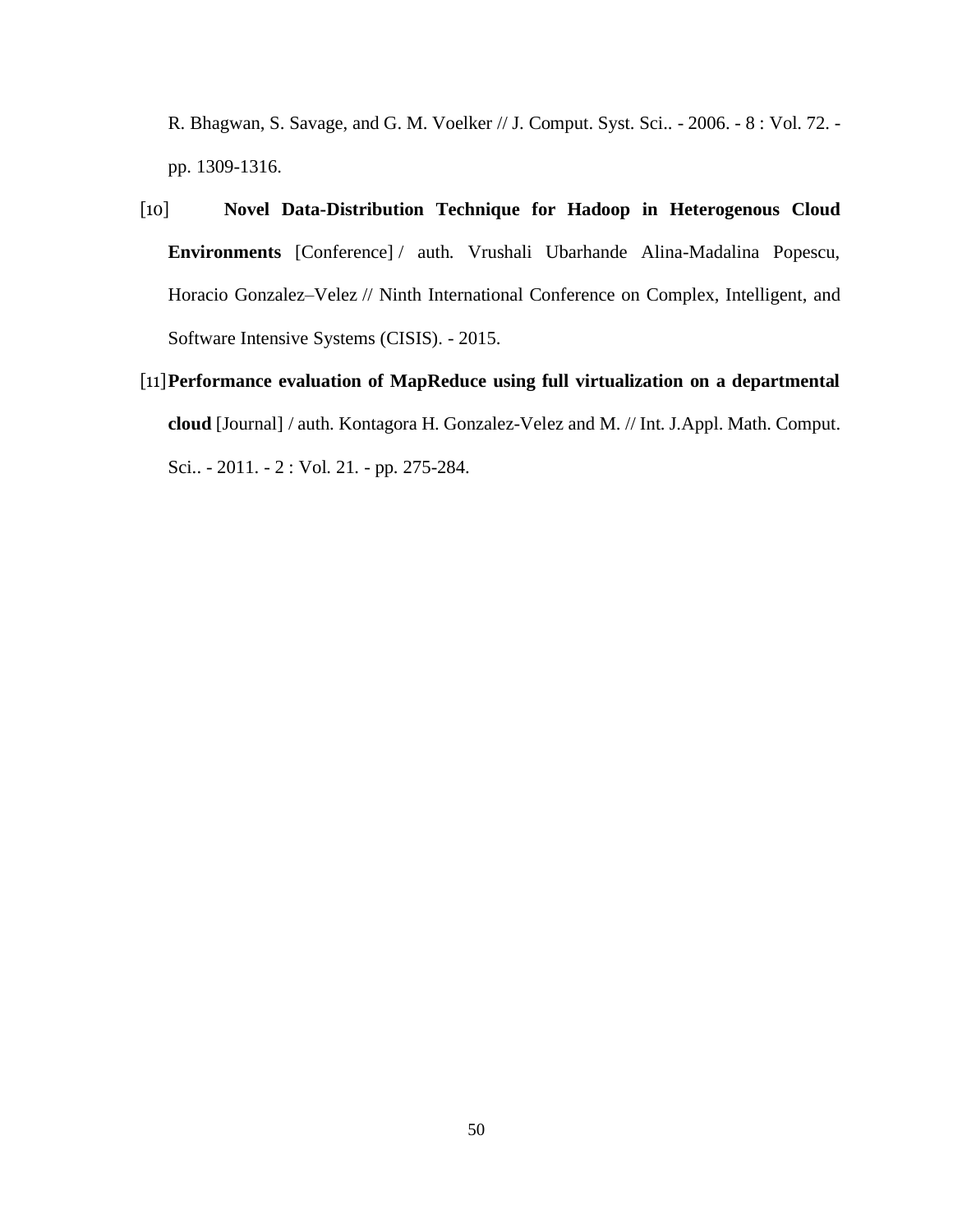R. Bhagwan, S. Savage, and G. M. Voelker // J. Comput. Syst. Sci.. - 2006. - 8 : Vol. 72. - pp. 1309-1316.

[10] **Novel Data-Distribution Technique for Hadoop in Heterogenous Cloud Environments** [Conference] / auth. Vrushali Ubarhande Alina-Madalina Popescu, Horacio Gonzalez–Velez // Ninth International Conference on Complex, Intelligent, and Software Intensive Systems (CISIS). - 2015.

[11] **Performance evaluation of MapReduce using full virtualization on a departmental cloud** [Journal] / auth. Kontagora H. Gonzalez-Velez and M. // Int. J.Appl. Math. Comput. Sci.. - 2011. - 2 : Vol. 21. - pp. 275-284.